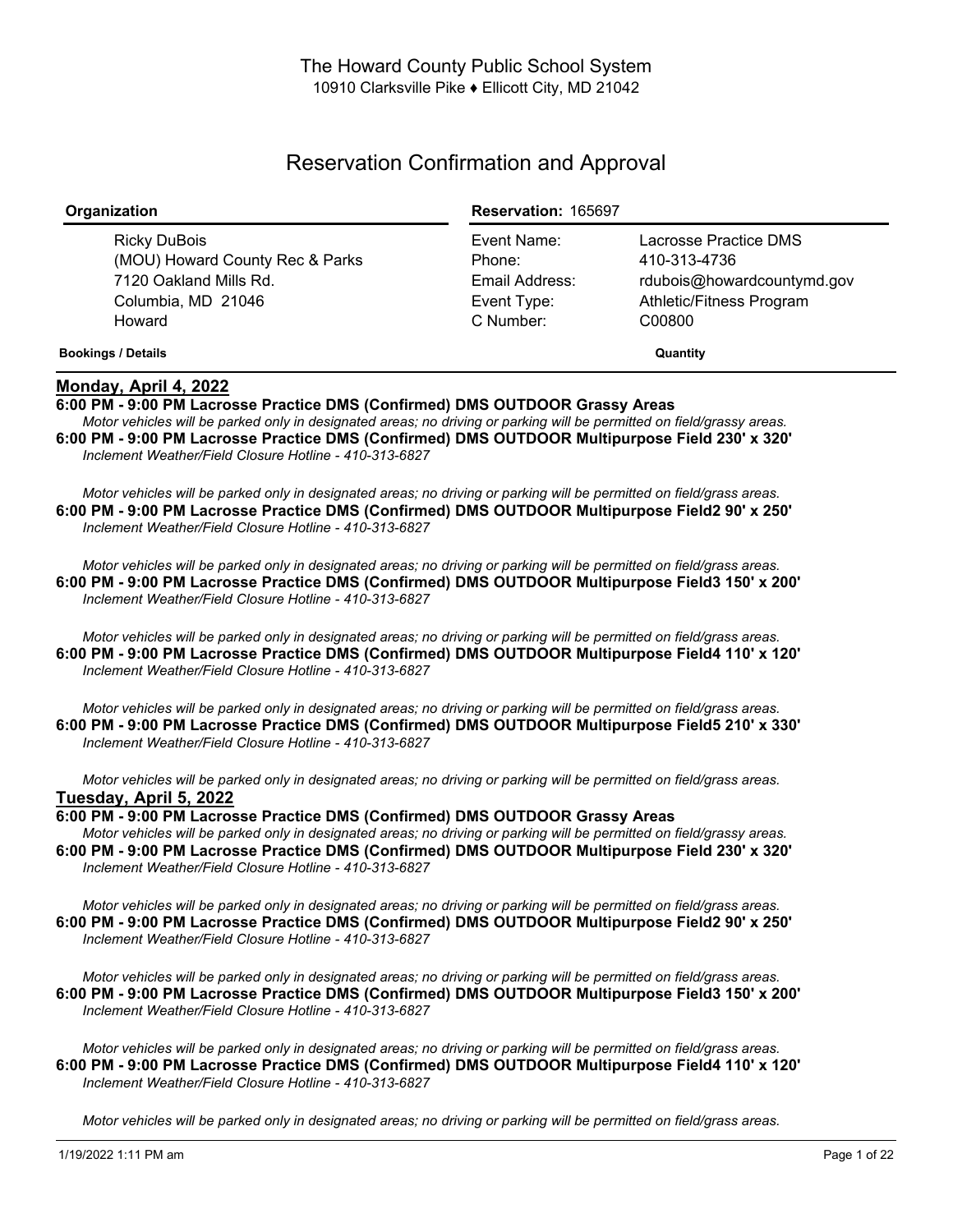The Howard County Public School System
10910 Clarksville Pike ♦ Ellicott City, MD 21042

# Reservation Confirmation and Approval

| **Organization** | **Reservation:** 165697 | |
|---|---|---|
| Ricky DuBois | Event Name: | Lacrosse Practice DMS |
| (MOU) Howard County Rec & Parks | Phone: | 410-313-4736 |
| 7120 Oakland Mills Rd. | Email Address: | rdubois@howardcountymd.gov |
| Columbia, MD 21046 | Event Type: | Athletic/Fitness Program |
| Howard | C Number: | C00800 |

**Bookings / Details** **Quantity**

**Monday, April 4, 2022**

**6:00 PM - 9:00 PM Lacrosse Practice DMS (Confirmed) DMS OUTDOOR Grassy Areas**
*Motor vehicles will be parked only in designated areas; no driving or parking will be permitted on field/grassy areas.*

**6:00 PM - 9:00 PM Lacrosse Practice DMS (Confirmed) DMS OUTDOOR Multipurpose Field 230' x 320'**
*Inclement Weather/Field Closure Hotline - 410-313-6827*

*Motor vehicles will be parked only in designated areas; no driving or parking will be permitted on field/grass areas.*

**6:00 PM - 9:00 PM Lacrosse Practice DMS (Confirmed) DMS OUTDOOR Multipurpose Field2 90' x 250'**
*Inclement Weather/Field Closure Hotline - 410-313-6827*

*Motor vehicles will be parked only in designated areas; no driving or parking will be permitted on field/grass areas.*

**6:00 PM - 9:00 PM Lacrosse Practice DMS (Confirmed) DMS OUTDOOR Multipurpose Field3 150' x 200'**
*Inclement Weather/Field Closure Hotline - 410-313-6827*

*Motor vehicles will be parked only in designated areas; no driving or parking will be permitted on field/grass areas.*

**6:00 PM - 9:00 PM Lacrosse Practice DMS (Confirmed) DMS OUTDOOR Multipurpose Field4 110' x 120'**
*Inclement Weather/Field Closure Hotline - 410-313-6827*

*Motor vehicles will be parked only in designated areas; no driving or parking will be permitted on field/grass areas.*

**6:00 PM - 9:00 PM Lacrosse Practice DMS (Confirmed) DMS OUTDOOR Multipurpose Field5 210' x 330'**
*Inclement Weather/Field Closure Hotline - 410-313-6827*

*Motor vehicles will be parked only in designated areas; no driving or parking will be permitted on field/grass areas.*

**Tuesday, April 5, 2022**

**6:00 PM - 9:00 PM Lacrosse Practice DMS (Confirmed) DMS OUTDOOR Grassy Areas**
*Motor vehicles will be parked only in designated areas; no driving or parking will be permitted on field/grassy areas.*

**6:00 PM - 9:00 PM Lacrosse Practice DMS (Confirmed) DMS OUTDOOR Multipurpose Field 230' x 320'**
*Inclement Weather/Field Closure Hotline - 410-313-6827*

*Motor vehicles will be parked only in designated areas; no driving or parking will be permitted on field/grass areas.*

**6:00 PM - 9:00 PM Lacrosse Practice DMS (Confirmed) DMS OUTDOOR Multipurpose Field2 90' x 250'**
*Inclement Weather/Field Closure Hotline - 410-313-6827*

*Motor vehicles will be parked only in designated areas; no driving or parking will be permitted on field/grass areas.*

**6:00 PM - 9:00 PM Lacrosse Practice DMS (Confirmed) DMS OUTDOOR Multipurpose Field3 150' x 200'**
*Inclement Weather/Field Closure Hotline - 410-313-6827*

*Motor vehicles will be parked only in designated areas; no driving or parking will be permitted on field/grass areas.*

**6:00 PM - 9:00 PM Lacrosse Practice DMS (Confirmed) DMS OUTDOOR Multipurpose Field4 110' x 120'**
*Inclement Weather/Field Closure Hotline - 410-313-6827*

*Motor vehicles will be parked only in designated areas; no driving or parking will be permitted on field/grass areas.*

1/19/2022 1:11 PM am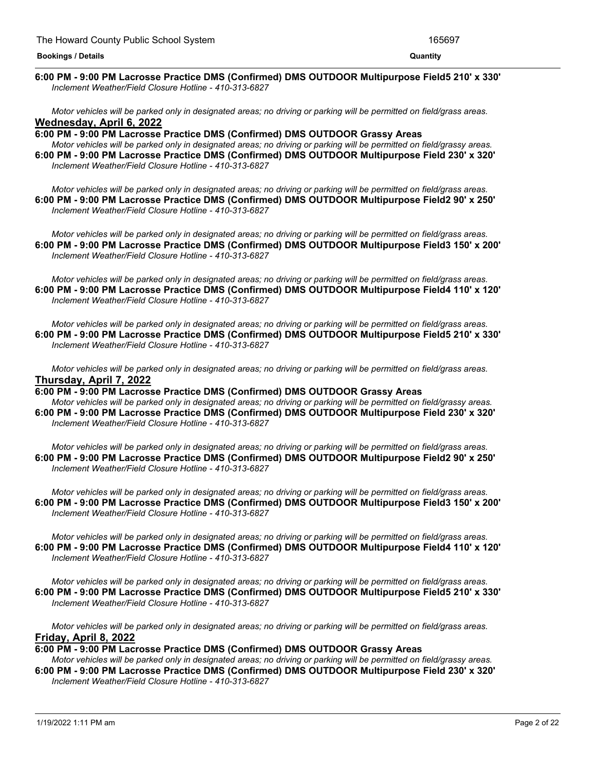**6:00 PM - 9:00 PM Lacrosse Practice DMS (Confirmed) DMS OUTDOOR Multipurpose Field5 210' x 330'**
*Inclement Weather/Field Closure Hotline - 410-313-6827*

*Motor vehicles will be parked only in designated areas; no driving or parking will be permitted on field/grass areas.*

## Wednesday, April 6, 2022

**6:00 PM - 9:00 PM Lacrosse Practice DMS (Confirmed) DMS OUTDOOR Grassy Areas**
*Motor vehicles will be parked only in designated areas; no driving or parking will be permitted on field/grassy areas.*

**6:00 PM - 9:00 PM Lacrosse Practice DMS (Confirmed) DMS OUTDOOR Multipurpose Field 230' x 320'**
*Inclement Weather/Field Closure Hotline - 410-313-6827*

*Motor vehicles will be parked only in designated areas; no driving or parking will be permitted on field/grass areas.*

**6:00 PM - 9:00 PM Lacrosse Practice DMS (Confirmed) DMS OUTDOOR Multipurpose Field2 90' x 250'**
*Inclement Weather/Field Closure Hotline - 410-313-6827*

*Motor vehicles will be parked only in designated areas; no driving or parking will be permitted on field/grass areas.*

**6:00 PM - 9:00 PM Lacrosse Practice DMS (Confirmed) DMS OUTDOOR Multipurpose Field3 150' x 200'**
*Inclement Weather/Field Closure Hotline - 410-313-6827*

*Motor vehicles will be parked only in designated areas; no driving or parking will be permitted on field/grass areas.*

**6:00 PM - 9:00 PM Lacrosse Practice DMS (Confirmed) DMS OUTDOOR Multipurpose Field4 110' x 120'**
*Inclement Weather/Field Closure Hotline - 410-313-6827*

*Motor vehicles will be parked only in designated areas; no driving or parking will be permitted on field/grass areas.*

**6:00 PM - 9:00 PM Lacrosse Practice DMS (Confirmed) DMS OUTDOOR Multipurpose Field5 210' x 330'**
*Inclement Weather/Field Closure Hotline - 410-313-6827*

*Motor vehicles will be parked only in designated areas; no driving or parking will be permitted on field/grass areas.*

## Thursday, April 7, 2022

**6:00 PM - 9:00 PM Lacrosse Practice DMS (Confirmed) DMS OUTDOOR Grassy Areas**
*Motor vehicles will be parked only in designated areas; no driving or parking will be permitted on field/grassy areas.*

**6:00 PM - 9:00 PM Lacrosse Practice DMS (Confirmed) DMS OUTDOOR Multipurpose Field 230' x 320'**
*Inclement Weather/Field Closure Hotline - 410-313-6827*

*Motor vehicles will be parked only in designated areas; no driving or parking will be permitted on field/grass areas.*

**6:00 PM - 9:00 PM Lacrosse Practice DMS (Confirmed) DMS OUTDOOR Multipurpose Field2 90' x 250'**
*Inclement Weather/Field Closure Hotline - 410-313-6827*

*Motor vehicles will be parked only in designated areas; no driving or parking will be permitted on field/grass areas.*

**6:00 PM - 9:00 PM Lacrosse Practice DMS (Confirmed) DMS OUTDOOR Multipurpose Field3 150' x 200'**
*Inclement Weather/Field Closure Hotline - 410-313-6827*

*Motor vehicles will be parked only in designated areas; no driving or parking will be permitted on field/grass areas.*

**6:00 PM - 9:00 PM Lacrosse Practice DMS (Confirmed) DMS OUTDOOR Multipurpose Field4 110' x 120'**
*Inclement Weather/Field Closure Hotline - 410-313-6827*

*Motor vehicles will be parked only in designated areas; no driving or parking will be permitted on field/grass areas.*

**6:00 PM - 9:00 PM Lacrosse Practice DMS (Confirmed) DMS OUTDOOR Multipurpose Field5 210' x 330'**
*Inclement Weather/Field Closure Hotline - 410-313-6827*

*Motor vehicles will be parked only in designated areas; no driving or parking will be permitted on field/grass areas.*

## Friday, April 8, 2022

**6:00 PM - 9:00 PM Lacrosse Practice DMS (Confirmed) DMS OUTDOOR Grassy Areas**
*Motor vehicles will be parked only in designated areas; no driving or parking will be permitted on field/grassy areas.*

**6:00 PM - 9:00 PM Lacrosse Practice DMS (Confirmed) DMS OUTDOOR Multipurpose Field 230' x 320'**
*Inclement Weather/Field Closure Hotline - 410-313-6827*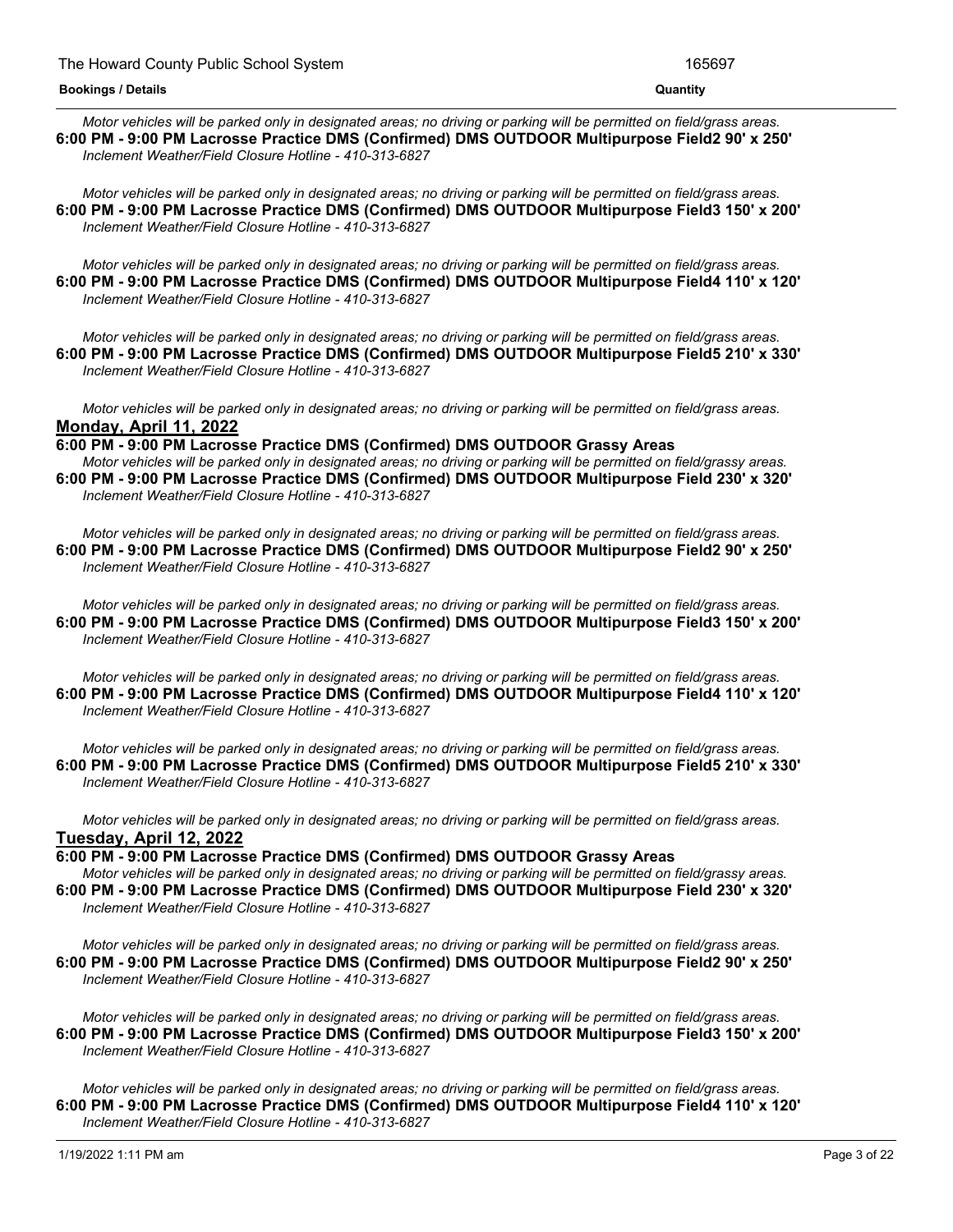*Motor vehicles will be parked only in designated areas; no driving or parking will be permitted on field/grass areas.*

**6:00 PM - 9:00 PM Lacrosse Practice DMS (Confirmed) DMS OUTDOOR Multipurpose Field2 90' x 250'**

*Inclement Weather/Field Closure Hotline - 410-313-6827*

*Motor vehicles will be parked only in designated areas; no driving or parking will be permitted on field/grass areas.*

**6:00 PM - 9:00 PM Lacrosse Practice DMS (Confirmed) DMS OUTDOOR Multipurpose Field3 150' x 200'**

*Inclement Weather/Field Closure Hotline - 410-313-6827*

*Motor vehicles will be parked only in designated areas; no driving or parking will be permitted on field/grass areas.*

**6:00 PM - 9:00 PM Lacrosse Practice DMS (Confirmed) DMS OUTDOOR Multipurpose Field4 110' x 120'**

*Inclement Weather/Field Closure Hotline - 410-313-6827*

*Motor vehicles will be parked only in designated areas; no driving or parking will be permitted on field/grass areas.*

**6:00 PM - 9:00 PM Lacrosse Practice DMS (Confirmed) DMS OUTDOOR Multipurpose Field5 210' x 330'**

*Inclement Weather/Field Closure Hotline - 410-313-6827*

*Motor vehicles will be parked only in designated areas; no driving or parking will be permitted on field/grass areas.*

## Monday, April 11, 2022

**6:00 PM - 9:00 PM Lacrosse Practice DMS (Confirmed) DMS OUTDOOR Grassy Areas**

*Motor vehicles will be parked only in designated areas; no driving or parking will be permitted on field/grassy areas.*

**6:00 PM - 9:00 PM Lacrosse Practice DMS (Confirmed) DMS OUTDOOR Multipurpose Field 230' x 320'**

*Inclement Weather/Field Closure Hotline - 410-313-6827*

*Motor vehicles will be parked only in designated areas; no driving or parking will be permitted on field/grass areas.*

**6:00 PM - 9:00 PM Lacrosse Practice DMS (Confirmed) DMS OUTDOOR Multipurpose Field2 90' x 250'**

*Inclement Weather/Field Closure Hotline - 410-313-6827*

*Motor vehicles will be parked only in designated areas; no driving or parking will be permitted on field/grass areas.*

**6:00 PM - 9:00 PM Lacrosse Practice DMS (Confirmed) DMS OUTDOOR Multipurpose Field3 150' x 200'**

*Inclement Weather/Field Closure Hotline - 410-313-6827*

*Motor vehicles will be parked only in designated areas; no driving or parking will be permitted on field/grass areas.*

**6:00 PM - 9:00 PM Lacrosse Practice DMS (Confirmed) DMS OUTDOOR Multipurpose Field4 110' x 120'**

*Inclement Weather/Field Closure Hotline - 410-313-6827*

*Motor vehicles will be parked only in designated areas; no driving or parking will be permitted on field/grass areas.*

**6:00 PM - 9:00 PM Lacrosse Practice DMS (Confirmed) DMS OUTDOOR Multipurpose Field5 210' x 330'**

*Inclement Weather/Field Closure Hotline - 410-313-6827*

*Motor vehicles will be parked only in designated areas; no driving or parking will be permitted on field/grass areas.*

## Tuesday, April 12, 2022

**6:00 PM - 9:00 PM Lacrosse Practice DMS (Confirmed) DMS OUTDOOR Grassy Areas**

*Motor vehicles will be parked only in designated areas; no driving or parking will be permitted on field/grassy areas.*

**6:00 PM - 9:00 PM Lacrosse Practice DMS (Confirmed) DMS OUTDOOR Multipurpose Field 230' x 320'**

*Inclement Weather/Field Closure Hotline - 410-313-6827*

*Motor vehicles will be parked only in designated areas; no driving or parking will be permitted on field/grass areas.*

**6:00 PM - 9:00 PM Lacrosse Practice DMS (Confirmed) DMS OUTDOOR Multipurpose Field2 90' x 250'**

*Inclement Weather/Field Closure Hotline - 410-313-6827*

*Motor vehicles will be parked only in designated areas; no driving or parking will be permitted on field/grass areas.*

**6:00 PM - 9:00 PM Lacrosse Practice DMS (Confirmed) DMS OUTDOOR Multipurpose Field3 150' x 200'**

*Inclement Weather/Field Closure Hotline - 410-313-6827*

*Motor vehicles will be parked only in designated areas; no driving or parking will be permitted on field/grass areas.*

**6:00 PM - 9:00 PM Lacrosse Practice DMS (Confirmed) DMS OUTDOOR Multipurpose Field4 110' x 120'**

*Inclement Weather/Field Closure Hotline - 410-313-6827*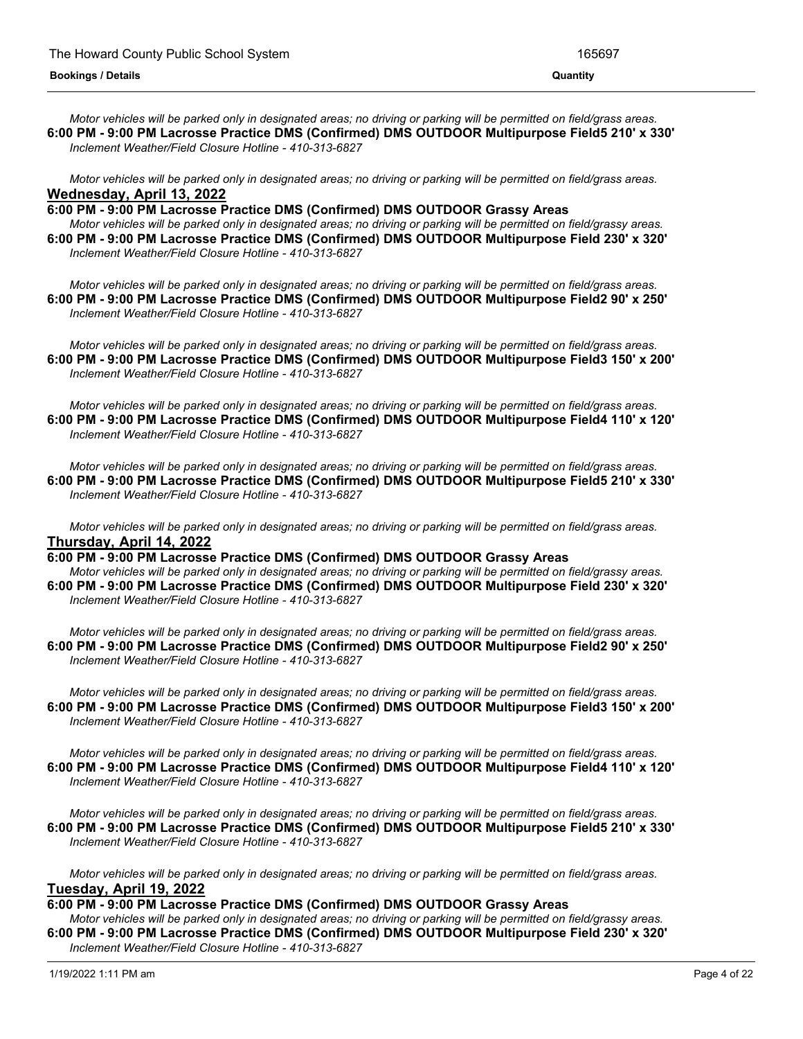*Motor vehicles will be parked only in designated areas; no driving or parking will be permitted on field/grass areas.*
**6:00 PM - 9:00 PM Lacrosse Practice DMS (Confirmed) DMS OUTDOOR Multipurpose Field5 210' x 330'**
*Inclement Weather/Field Closure Hotline - 410-313-6827*

*Motor vehicles will be parked only in designated areas; no driving or parking will be permitted on field/grass areas.*

## Wednesday, April 13, 2022

**6:00 PM - 9:00 PM Lacrosse Practice DMS (Confirmed) DMS OUTDOOR Grassy Areas**
*Motor vehicles will be parked only in designated areas; no driving or parking will be permitted on field/grassy areas.*
**6:00 PM - 9:00 PM Lacrosse Practice DMS (Confirmed) DMS OUTDOOR Multipurpose Field 230' x 320'**
*Inclement Weather/Field Closure Hotline - 410-313-6827*

*Motor vehicles will be parked only in designated areas; no driving or parking will be permitted on field/grass areas.*
**6:00 PM - 9:00 PM Lacrosse Practice DMS (Confirmed) DMS OUTDOOR Multipurpose Field2 90' x 250'**
*Inclement Weather/Field Closure Hotline - 410-313-6827*

*Motor vehicles will be parked only in designated areas; no driving or parking will be permitted on field/grass areas.*
**6:00 PM - 9:00 PM Lacrosse Practice DMS (Confirmed) DMS OUTDOOR Multipurpose Field3 150' x 200'**
*Inclement Weather/Field Closure Hotline - 410-313-6827*

*Motor vehicles will be parked only in designated areas; no driving or parking will be permitted on field/grass areas.*
**6:00 PM - 9:00 PM Lacrosse Practice DMS (Confirmed) DMS OUTDOOR Multipurpose Field4 110' x 120'**
*Inclement Weather/Field Closure Hotline - 410-313-6827*

*Motor vehicles will be parked only in designated areas; no driving or parking will be permitted on field/grass areas.*
**6:00 PM - 9:00 PM Lacrosse Practice DMS (Confirmed) DMS OUTDOOR Multipurpose Field5 210' x 330'**
*Inclement Weather/Field Closure Hotline - 410-313-6827*

*Motor vehicles will be parked only in designated areas; no driving or parking will be permitted on field/grass areas.*

## Thursday, April 14, 2022

**6:00 PM - 9:00 PM Lacrosse Practice DMS (Confirmed) DMS OUTDOOR Grassy Areas**
*Motor vehicles will be parked only in designated areas; no driving or parking will be permitted on field/grassy areas.*
**6:00 PM - 9:00 PM Lacrosse Practice DMS (Confirmed) DMS OUTDOOR Multipurpose Field 230' x 320'**
*Inclement Weather/Field Closure Hotline - 410-313-6827*

*Motor vehicles will be parked only in designated areas; no driving or parking will be permitted on field/grass areas.*
**6:00 PM - 9:00 PM Lacrosse Practice DMS (Confirmed) DMS OUTDOOR Multipurpose Field2 90' x 250'**
*Inclement Weather/Field Closure Hotline - 410-313-6827*

*Motor vehicles will be parked only in designated areas; no driving or parking will be permitted on field/grass areas.*
**6:00 PM - 9:00 PM Lacrosse Practice DMS (Confirmed) DMS OUTDOOR Multipurpose Field3 150' x 200'**
*Inclement Weather/Field Closure Hotline - 410-313-6827*

*Motor vehicles will be parked only in designated areas; no driving or parking will be permitted on field/grass areas.*
**6:00 PM - 9:00 PM Lacrosse Practice DMS (Confirmed) DMS OUTDOOR Multipurpose Field4 110' x 120'**
*Inclement Weather/Field Closure Hotline - 410-313-6827*

*Motor vehicles will be parked only in designated areas; no driving or parking will be permitted on field/grass areas.*
**6:00 PM - 9:00 PM Lacrosse Practice DMS (Confirmed) DMS OUTDOOR Multipurpose Field5 210' x 330'**
*Inclement Weather/Field Closure Hotline - 410-313-6827*

*Motor vehicles will be parked only in designated areas; no driving or parking will be permitted on field/grass areas.*

## Tuesday, April 19, 2022

**6:00 PM - 9:00 PM Lacrosse Practice DMS (Confirmed) DMS OUTDOOR Grassy Areas**
*Motor vehicles will be parked only in designated areas; no driving or parking will be permitted on field/grassy areas.*
**6:00 PM - 9:00 PM Lacrosse Practice DMS (Confirmed) DMS OUTDOOR Multipurpose Field 230' x 320'**
*Inclement Weather/Field Closure Hotline - 410-313-6827*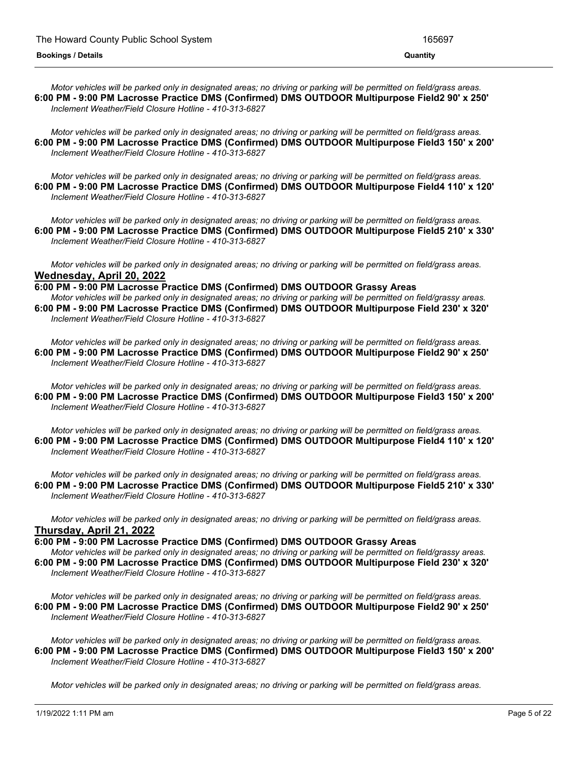*Motor vehicles will be parked only in designated areas; no driving or parking will be permitted on field/grass areas.*

**6:00 PM - 9:00 PM Lacrosse Practice DMS (Confirmed) DMS OUTDOOR Multipurpose Field2 90' x 250'**

*Inclement Weather/Field Closure Hotline - 410-313-6827*

*Motor vehicles will be parked only in designated areas; no driving or parking will be permitted on field/grass areas.*

**6:00 PM - 9:00 PM Lacrosse Practice DMS (Confirmed) DMS OUTDOOR Multipurpose Field3 150' x 200'**

*Inclement Weather/Field Closure Hotline - 410-313-6827*

*Motor vehicles will be parked only in designated areas; no driving or parking will be permitted on field/grass areas.*

**6:00 PM - 9:00 PM Lacrosse Practice DMS (Confirmed) DMS OUTDOOR Multipurpose Field4 110' x 120'**

*Inclement Weather/Field Closure Hotline - 410-313-6827*

*Motor vehicles will be parked only in designated areas; no driving or parking will be permitted on field/grass areas.*

**6:00 PM - 9:00 PM Lacrosse Practice DMS (Confirmed) DMS OUTDOOR Multipurpose Field5 210' x 330'**

*Inclement Weather/Field Closure Hotline - 410-313-6827*

*Motor vehicles will be parked only in designated areas; no driving or parking will be permitted on field/grass areas.*

## Wednesday, April 20, 2022

**6:00 PM - 9:00 PM Lacrosse Practice DMS (Confirmed) DMS OUTDOOR Grassy Areas**

*Motor vehicles will be parked only in designated areas; no driving or parking will be permitted on field/grassy areas.*

**6:00 PM - 9:00 PM Lacrosse Practice DMS (Confirmed) DMS OUTDOOR Multipurpose Field 230' x 320'**

*Inclement Weather/Field Closure Hotline - 410-313-6827*

*Motor vehicles will be parked only in designated areas; no driving or parking will be permitted on field/grass areas.*

**6:00 PM - 9:00 PM Lacrosse Practice DMS (Confirmed) DMS OUTDOOR Multipurpose Field2 90' x 250'**

*Inclement Weather/Field Closure Hotline - 410-313-6827*

*Motor vehicles will be parked only in designated areas; no driving or parking will be permitted on field/grass areas.*

**6:00 PM - 9:00 PM Lacrosse Practice DMS (Confirmed) DMS OUTDOOR Multipurpose Field3 150' x 200'**

*Inclement Weather/Field Closure Hotline - 410-313-6827*

*Motor vehicles will be parked only in designated areas; no driving or parking will be permitted on field/grass areas.*

**6:00 PM - 9:00 PM Lacrosse Practice DMS (Confirmed) DMS OUTDOOR Multipurpose Field4 110' x 120'**

*Inclement Weather/Field Closure Hotline - 410-313-6827*

*Motor vehicles will be parked only in designated areas; no driving or parking will be permitted on field/grass areas.*

**6:00 PM - 9:00 PM Lacrosse Practice DMS (Confirmed) DMS OUTDOOR Multipurpose Field5 210' x 330'**

*Inclement Weather/Field Closure Hotline - 410-313-6827*

*Motor vehicles will be parked only in designated areas; no driving or parking will be permitted on field/grass areas.*

## Thursday, April 21, 2022

**6:00 PM - 9:00 PM Lacrosse Practice DMS (Confirmed) DMS OUTDOOR Grassy Areas**

*Motor vehicles will be parked only in designated areas; no driving or parking will be permitted on field/grassy areas.*

**6:00 PM - 9:00 PM Lacrosse Practice DMS (Confirmed) DMS OUTDOOR Multipurpose Field 230' x 320'**

*Inclement Weather/Field Closure Hotline - 410-313-6827*

*Motor vehicles will be parked only in designated areas; no driving or parking will be permitted on field/grass areas.*

**6:00 PM - 9:00 PM Lacrosse Practice DMS (Confirmed) DMS OUTDOOR Multipurpose Field2 90' x 250'**

*Inclement Weather/Field Closure Hotline - 410-313-6827*

*Motor vehicles will be parked only in designated areas; no driving or parking will be permitted on field/grass areas.*

**6:00 PM - 9:00 PM Lacrosse Practice DMS (Confirmed) DMS OUTDOOR Multipurpose Field3 150' x 200'**

*Inclement Weather/Field Closure Hotline - 410-313-6827*

*Motor vehicles will be parked only in designated areas; no driving or parking will be permitted on field/grass areas.*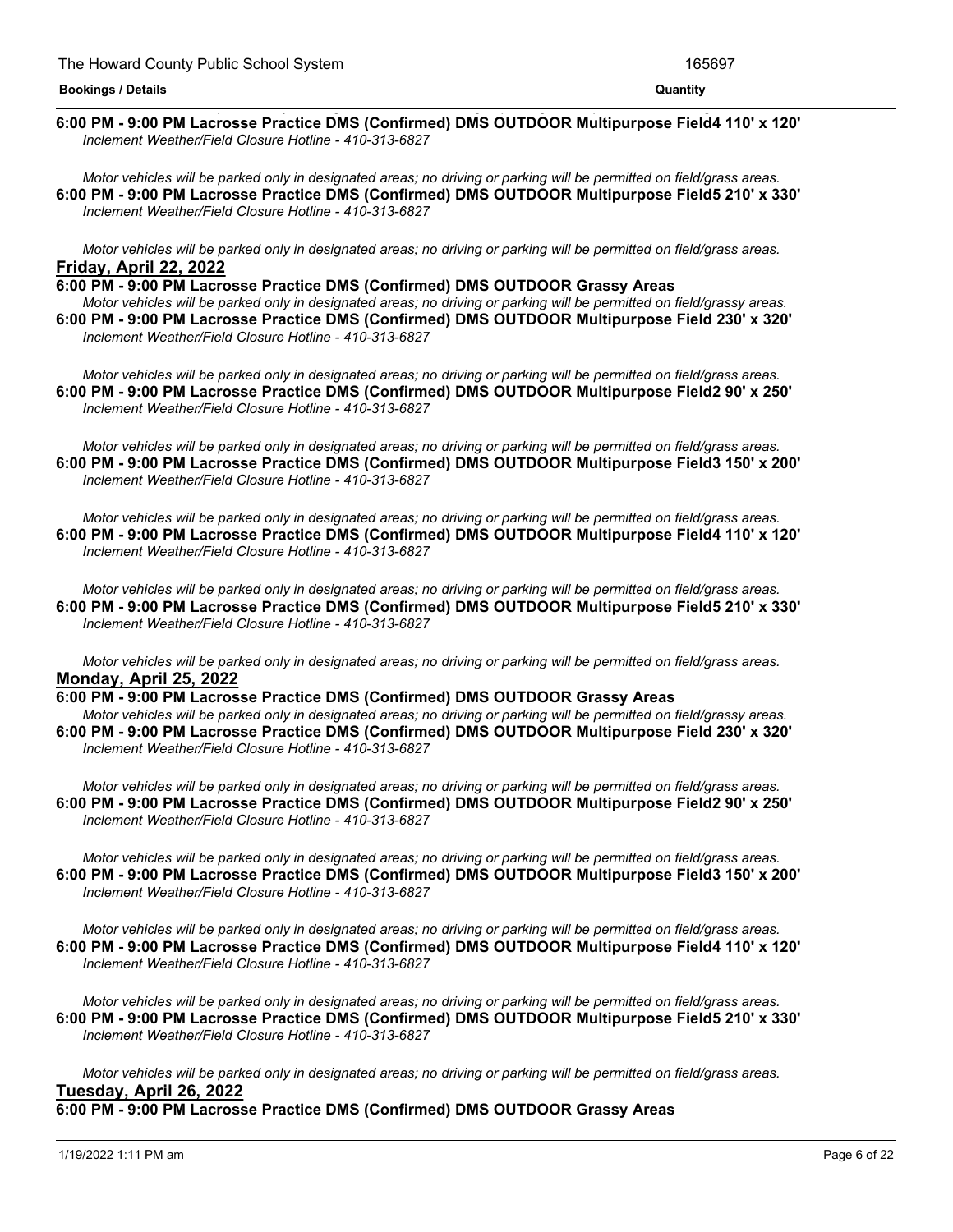**6:00 PM - 9:00 PM Lacrosse Practice DMS (Confirmed) DMS OUTDOOR Multipurpose Field4 110' x 120'**
*Inclement Weather/Field Closure Hotline - 410-313-6827*

*Motor vehicles will be parked only in designated areas; no driving or parking will be permitted on field/grass areas.*
**6:00 PM - 9:00 PM Lacrosse Practice DMS (Confirmed) DMS OUTDOOR Multipurpose Field5 210' x 330'**
*Inclement Weather/Field Closure Hotline - 410-313-6827*

*Motor vehicles will be parked only in designated areas; no driving or parking will be permitted on field/grass areas.*

## Friday, April 22, 2022

**6:00 PM - 9:00 PM Lacrosse Practice DMS (Confirmed) DMS OUTDOOR Grassy Areas**
*Motor vehicles will be parked only in designated areas; no driving or parking will be permitted on field/grassy areas.*
**6:00 PM - 9:00 PM Lacrosse Practice DMS (Confirmed) DMS OUTDOOR Multipurpose Field 230' x 320'**
*Inclement Weather/Field Closure Hotline - 410-313-6827*

*Motor vehicles will be parked only in designated areas; no driving or parking will be permitted on field/grass areas.*
**6:00 PM - 9:00 PM Lacrosse Practice DMS (Confirmed) DMS OUTDOOR Multipurpose Field2 90' x 250'**
*Inclement Weather/Field Closure Hotline - 410-313-6827*

*Motor vehicles will be parked only in designated areas; no driving or parking will be permitted on field/grass areas.*
**6:00 PM - 9:00 PM Lacrosse Practice DMS (Confirmed) DMS OUTDOOR Multipurpose Field3 150' x 200'**
*Inclement Weather/Field Closure Hotline - 410-313-6827*

*Motor vehicles will be parked only in designated areas; no driving or parking will be permitted on field/grass areas.*
**6:00 PM - 9:00 PM Lacrosse Practice DMS (Confirmed) DMS OUTDOOR Multipurpose Field4 110' x 120'**
*Inclement Weather/Field Closure Hotline - 410-313-6827*

*Motor vehicles will be parked only in designated areas; no driving or parking will be permitted on field/grass areas.*
**6:00 PM - 9:00 PM Lacrosse Practice DMS (Confirmed) DMS OUTDOOR Multipurpose Field5 210' x 330'**
*Inclement Weather/Field Closure Hotline - 410-313-6827*

*Motor vehicles will be parked only in designated areas; no driving or parking will be permitted on field/grass areas.*

## Monday, April 25, 2022

**6:00 PM - 9:00 PM Lacrosse Practice DMS (Confirmed) DMS OUTDOOR Grassy Areas**
*Motor vehicles will be parked only in designated areas; no driving or parking will be permitted on field/grassy areas.*
**6:00 PM - 9:00 PM Lacrosse Practice DMS (Confirmed) DMS OUTDOOR Multipurpose Field 230' x 320'**
*Inclement Weather/Field Closure Hotline - 410-313-6827*

*Motor vehicles will be parked only in designated areas; no driving or parking will be permitted on field/grass areas.*
**6:00 PM - 9:00 PM Lacrosse Practice DMS (Confirmed) DMS OUTDOOR Multipurpose Field2 90' x 250'**
*Inclement Weather/Field Closure Hotline - 410-313-6827*

*Motor vehicles will be parked only in designated areas; no driving or parking will be permitted on field/grass areas.*
**6:00 PM - 9:00 PM Lacrosse Practice DMS (Confirmed) DMS OUTDOOR Multipurpose Field3 150' x 200'**
*Inclement Weather/Field Closure Hotline - 410-313-6827*

*Motor vehicles will be parked only in designated areas; no driving or parking will be permitted on field/grass areas.*
**6:00 PM - 9:00 PM Lacrosse Practice DMS (Confirmed) DMS OUTDOOR Multipurpose Field4 110' x 120'**
*Inclement Weather/Field Closure Hotline - 410-313-6827*

*Motor vehicles will be parked only in designated areas; no driving or parking will be permitted on field/grass areas.*
**6:00 PM - 9:00 PM Lacrosse Practice DMS (Confirmed) DMS OUTDOOR Multipurpose Field5 210' x 330'**
*Inclement Weather/Field Closure Hotline - 410-313-6827*

*Motor vehicles will be parked only in designated areas; no driving or parking will be permitted on field/grass areas.*

## Tuesday, April 26, 2022

**6:00 PM - 9:00 PM Lacrosse Practice DMS (Confirmed) DMS OUTDOOR Grassy Areas**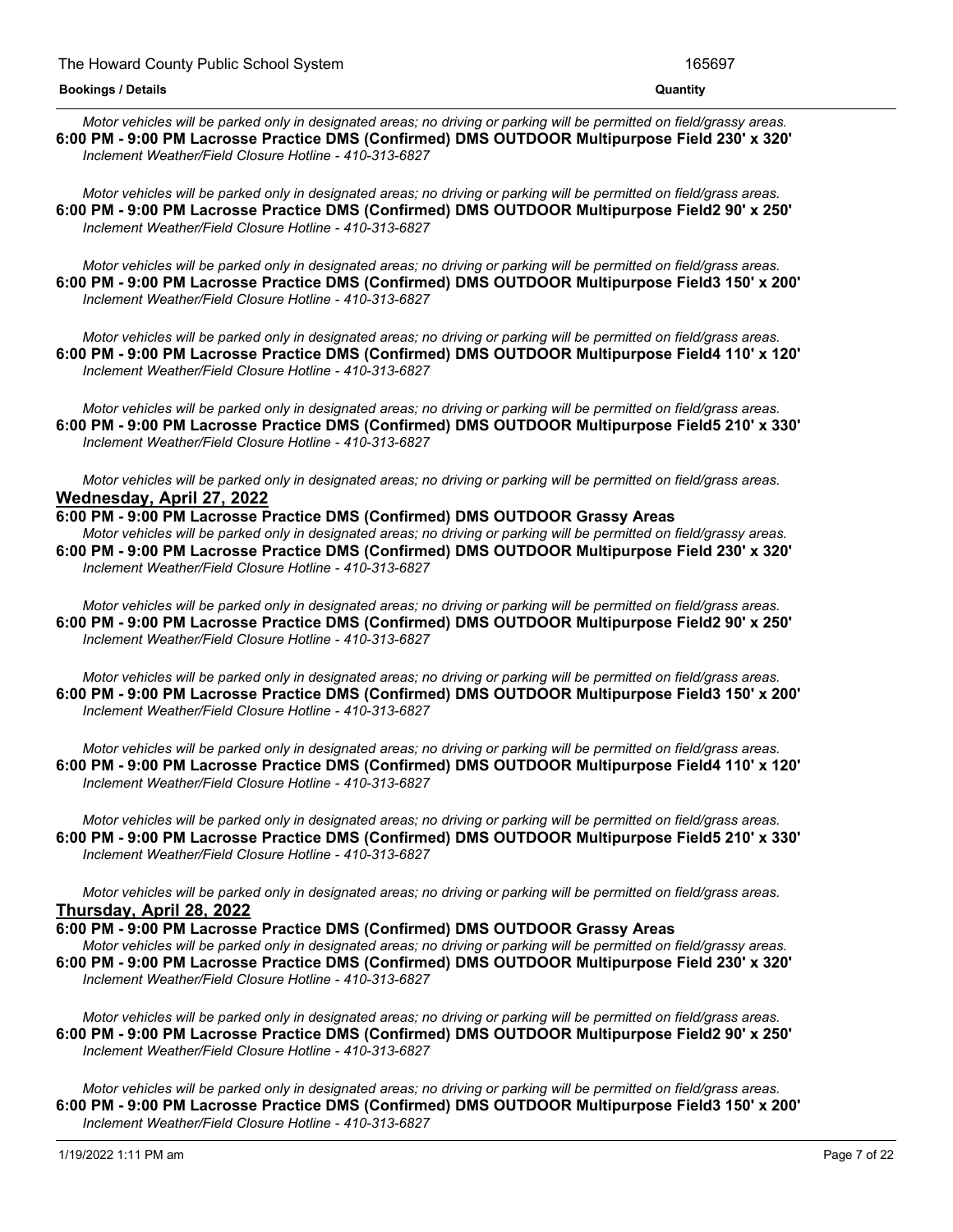*Motor vehicles will be parked only in designated areas; no driving or parking will be permitted on field/grassy areas.*

**6:00 PM - 9:00 PM Lacrosse Practice DMS (Confirmed) DMS OUTDOOR Multipurpose Field 230' x 320'**

*Inclement Weather/Field Closure Hotline - 410-313-6827*

*Motor vehicles will be parked only in designated areas; no driving or parking will be permitted on field/grass areas.*

**6:00 PM - 9:00 PM Lacrosse Practice DMS (Confirmed) DMS OUTDOOR Multipurpose Field2 90' x 250'**

*Inclement Weather/Field Closure Hotline - 410-313-6827*

*Motor vehicles will be parked only in designated areas; no driving or parking will be permitted on field/grass areas.*

**6:00 PM - 9:00 PM Lacrosse Practice DMS (Confirmed) DMS OUTDOOR Multipurpose Field3 150' x 200'**

*Inclement Weather/Field Closure Hotline - 410-313-6827*

*Motor vehicles will be parked only in designated areas; no driving or parking will be permitted on field/grass areas.*

**6:00 PM - 9:00 PM Lacrosse Practice DMS (Confirmed) DMS OUTDOOR Multipurpose Field4 110' x 120'**

*Inclement Weather/Field Closure Hotline - 410-313-6827*

*Motor vehicles will be parked only in designated areas; no driving or parking will be permitted on field/grass areas.*

**6:00 PM - 9:00 PM Lacrosse Practice DMS (Confirmed) DMS OUTDOOR Multipurpose Field5 210' x 330'**

*Inclement Weather/Field Closure Hotline - 410-313-6827*

*Motor vehicles will be parked only in designated areas; no driving or parking will be permitted on field/grass areas.*

## Wednesday, April 27, 2022

**6:00 PM - 9:00 PM Lacrosse Practice DMS (Confirmed) DMS OUTDOOR Grassy Areas**

*Motor vehicles will be parked only in designated areas; no driving or parking will be permitted on field/grassy areas.*

**6:00 PM - 9:00 PM Lacrosse Practice DMS (Confirmed) DMS OUTDOOR Multipurpose Field 230' x 320'**

*Inclement Weather/Field Closure Hotline - 410-313-6827*

*Motor vehicles will be parked only in designated areas; no driving or parking will be permitted on field/grass areas.*

**6:00 PM - 9:00 PM Lacrosse Practice DMS (Confirmed) DMS OUTDOOR Multipurpose Field2 90' x 250'**

*Inclement Weather/Field Closure Hotline - 410-313-6827*

*Motor vehicles will be parked only in designated areas; no driving or parking will be permitted on field/grass areas.*

**6:00 PM - 9:00 PM Lacrosse Practice DMS (Confirmed) DMS OUTDOOR Multipurpose Field3 150' x 200'**

*Inclement Weather/Field Closure Hotline - 410-313-6827*

*Motor vehicles will be parked only in designated areas; no driving or parking will be permitted on field/grass areas.*

**6:00 PM - 9:00 PM Lacrosse Practice DMS (Confirmed) DMS OUTDOOR Multipurpose Field4 110' x 120'**

*Inclement Weather/Field Closure Hotline - 410-313-6827*

*Motor vehicles will be parked only in designated areas; no driving or parking will be permitted on field/grass areas.*

**6:00 PM - 9:00 PM Lacrosse Practice DMS (Confirmed) DMS OUTDOOR Multipurpose Field5 210' x 330'**

*Inclement Weather/Field Closure Hotline - 410-313-6827*

*Motor vehicles will be parked only in designated areas; no driving or parking will be permitted on field/grass areas.*

## Thursday, April 28, 2022

**6:00 PM - 9:00 PM Lacrosse Practice DMS (Confirmed) DMS OUTDOOR Grassy Areas**

*Motor vehicles will be parked only in designated areas; no driving or parking will be permitted on field/grassy areas.*

**6:00 PM - 9:00 PM Lacrosse Practice DMS (Confirmed) DMS OUTDOOR Multipurpose Field 230' x 320'**

*Inclement Weather/Field Closure Hotline - 410-313-6827*

*Motor vehicles will be parked only in designated areas; no driving or parking will be permitted on field/grass areas.*

**6:00 PM - 9:00 PM Lacrosse Practice DMS (Confirmed) DMS OUTDOOR Multipurpose Field2 90' x 250'**

*Inclement Weather/Field Closure Hotline - 410-313-6827*

*Motor vehicles will be parked only in designated areas; no driving or parking will be permitted on field/grass areas.*

**6:00 PM - 9:00 PM Lacrosse Practice DMS (Confirmed) DMS OUTDOOR Multipurpose Field3 150' x 200'**

*Inclement Weather/Field Closure Hotline - 410-313-6827*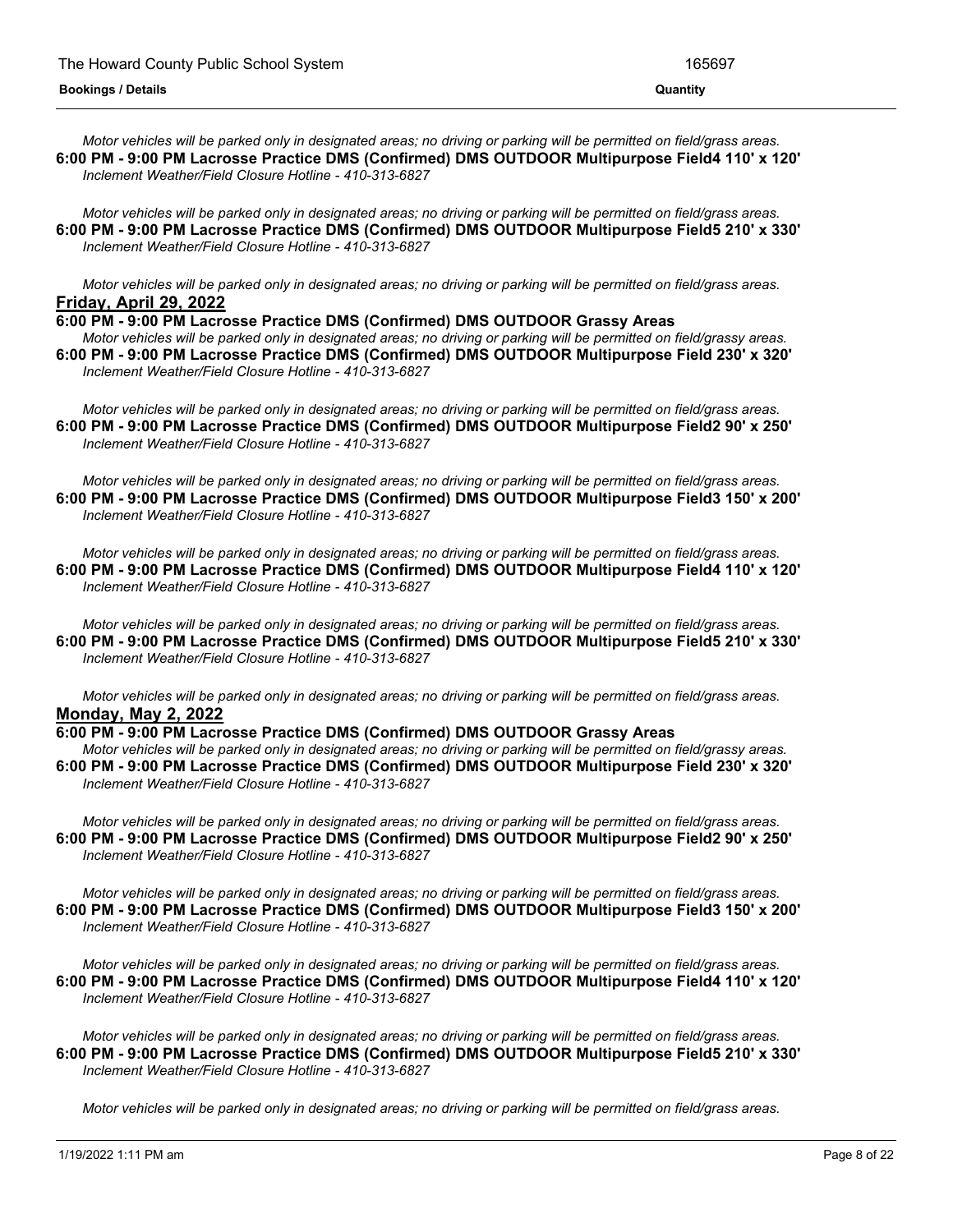*Motor vehicles will be parked only in designated areas; no driving or parking will be permitted on field/grass areas.*

**6:00 PM - 9:00 PM Lacrosse Practice DMS (Confirmed) DMS OUTDOOR Multipurpose Field4 110' x 120'**

*Inclement Weather/Field Closure Hotline - 410-313-6827*

*Motor vehicles will be parked only in designated areas; no driving or parking will be permitted on field/grass areas.*

**6:00 PM - 9:00 PM Lacrosse Practice DMS (Confirmed) DMS OUTDOOR Multipurpose Field5 210' x 330'**

*Inclement Weather/Field Closure Hotline - 410-313-6827*

*Motor vehicles will be parked only in designated areas; no driving or parking will be permitted on field/grass areas.*

**Friday, April 29, 2022**

**6:00 PM - 9:00 PM Lacrosse Practice DMS (Confirmed) DMS OUTDOOR Grassy Areas**

*Motor vehicles will be parked only in designated areas; no driving or parking will be permitted on field/grassy areas.*

**6:00 PM - 9:00 PM Lacrosse Practice DMS (Confirmed) DMS OUTDOOR Multipurpose Field 230' x 320'**

*Inclement Weather/Field Closure Hotline - 410-313-6827*

*Motor vehicles will be parked only in designated areas; no driving or parking will be permitted on field/grass areas.*

**6:00 PM - 9:00 PM Lacrosse Practice DMS (Confirmed) DMS OUTDOOR Multipurpose Field2 90' x 250'**

*Inclement Weather/Field Closure Hotline - 410-313-6827*

*Motor vehicles will be parked only in designated areas; no driving or parking will be permitted on field/grass areas.*

**6:00 PM - 9:00 PM Lacrosse Practice DMS (Confirmed) DMS OUTDOOR Multipurpose Field3 150' x 200'**

*Inclement Weather/Field Closure Hotline - 410-313-6827*

*Motor vehicles will be parked only in designated areas; no driving or parking will be permitted on field/grass areas.*

**6:00 PM - 9:00 PM Lacrosse Practice DMS (Confirmed) DMS OUTDOOR Multipurpose Field4 110' x 120'**

*Inclement Weather/Field Closure Hotline - 410-313-6827*

*Motor vehicles will be parked only in designated areas; no driving or parking will be permitted on field/grass areas.*

**6:00 PM - 9:00 PM Lacrosse Practice DMS (Confirmed) DMS OUTDOOR Multipurpose Field5 210' x 330'**

*Inclement Weather/Field Closure Hotline - 410-313-6827*

*Motor vehicles will be parked only in designated areas; no driving or parking will be permitted on field/grass areas.*

**Monday, May 2, 2022**

**6:00 PM - 9:00 PM Lacrosse Practice DMS (Confirmed) DMS OUTDOOR Grassy Areas**

*Motor vehicles will be parked only in designated areas; no driving or parking will be permitted on field/grassy areas.*

**6:00 PM - 9:00 PM Lacrosse Practice DMS (Confirmed) DMS OUTDOOR Multipurpose Field 230' x 320'**

*Inclement Weather/Field Closure Hotline - 410-313-6827*

*Motor vehicles will be parked only in designated areas; no driving or parking will be permitted on field/grass areas.*

**6:00 PM - 9:00 PM Lacrosse Practice DMS (Confirmed) DMS OUTDOOR Multipurpose Field2 90' x 250'**

*Inclement Weather/Field Closure Hotline - 410-313-6827*

*Motor vehicles will be parked only in designated areas; no driving or parking will be permitted on field/grass areas.*

**6:00 PM - 9:00 PM Lacrosse Practice DMS (Confirmed) DMS OUTDOOR Multipurpose Field3 150' x 200'**

*Inclement Weather/Field Closure Hotline - 410-313-6827*

*Motor vehicles will be parked only in designated areas; no driving or parking will be permitted on field/grass areas.*

**6:00 PM - 9:00 PM Lacrosse Practice DMS (Confirmed) DMS OUTDOOR Multipurpose Field4 110' x 120'**

*Inclement Weather/Field Closure Hotline - 410-313-6827*

*Motor vehicles will be parked only in designated areas; no driving or parking will be permitted on field/grass areas.*

**6:00 PM - 9:00 PM Lacrosse Practice DMS (Confirmed) DMS OUTDOOR Multipurpose Field5 210' x 330'**

*Inclement Weather/Field Closure Hotline - 410-313-6827*

*Motor vehicles will be parked only in designated areas; no driving or parking will be permitted on field/grass areas.*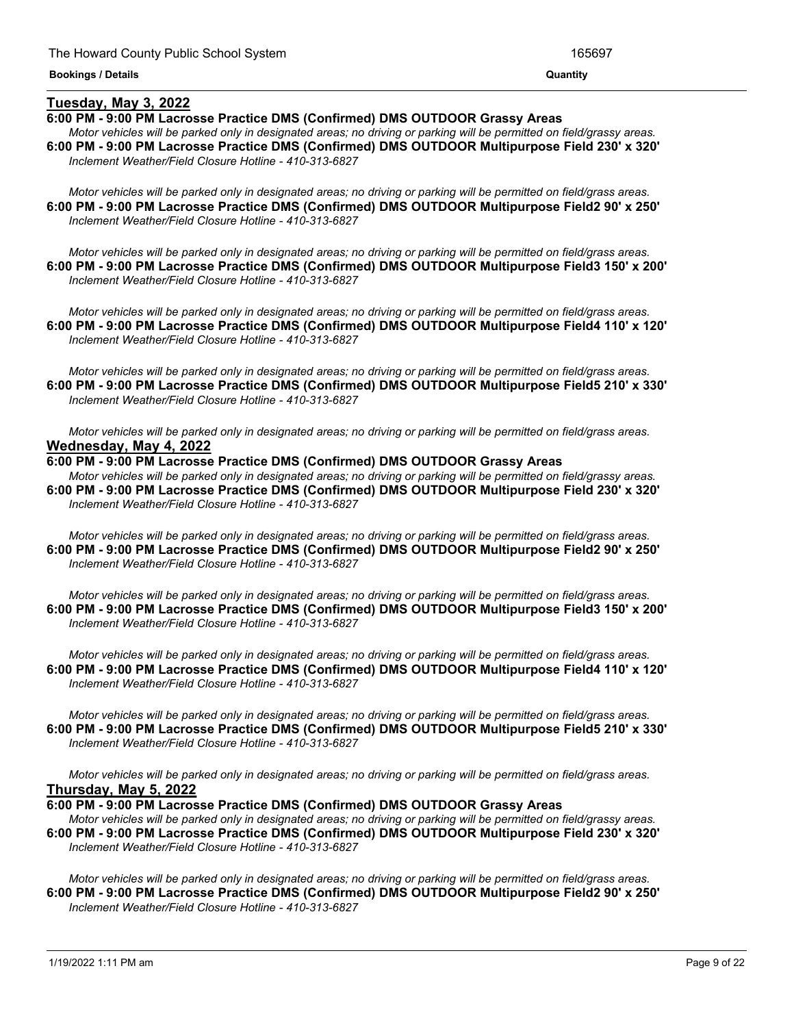## Tuesday, May 3, 2022

**6:00 PM - 9:00 PM Lacrosse Practice DMS (Confirmed) DMS OUTDOOR Grassy Areas**
*Motor vehicles will be parked only in designated areas; no driving or parking will be permitted on field/grassy areas.*

**6:00 PM - 9:00 PM Lacrosse Practice DMS (Confirmed) DMS OUTDOOR Multipurpose Field 230' x 320'**
*Inclement Weather/Field Closure Hotline - 410-313-6827*

*Motor vehicles will be parked only in designated areas; no driving or parking will be permitted on field/grass areas.*

**6:00 PM - 9:00 PM Lacrosse Practice DMS (Confirmed) DMS OUTDOOR Multipurpose Field2 90' x 250'**
*Inclement Weather/Field Closure Hotline - 410-313-6827*

*Motor vehicles will be parked only in designated areas; no driving or parking will be permitted on field/grass areas.*

**6:00 PM - 9:00 PM Lacrosse Practice DMS (Confirmed) DMS OUTDOOR Multipurpose Field3 150' x 200'**
*Inclement Weather/Field Closure Hotline - 410-313-6827*

*Motor vehicles will be parked only in designated areas; no driving or parking will be permitted on field/grass areas.*

**6:00 PM - 9:00 PM Lacrosse Practice DMS (Confirmed) DMS OUTDOOR Multipurpose Field4 110' x 120'**
*Inclement Weather/Field Closure Hotline - 410-313-6827*

*Motor vehicles will be parked only in designated areas; no driving or parking will be permitted on field/grass areas.*

**6:00 PM - 9:00 PM Lacrosse Practice DMS (Confirmed) DMS OUTDOOR Multipurpose Field5 210' x 330'**
*Inclement Weather/Field Closure Hotline - 410-313-6827*

*Motor vehicles will be parked only in designated areas; no driving or parking will be permitted on field/grass areas.*

## Wednesday, May 4, 2022

**6:00 PM - 9:00 PM Lacrosse Practice DMS (Confirmed) DMS OUTDOOR Grassy Areas**
*Motor vehicles will be parked only in designated areas; no driving or parking will be permitted on field/grassy areas.*

**6:00 PM - 9:00 PM Lacrosse Practice DMS (Confirmed) DMS OUTDOOR Multipurpose Field 230' x 320'**
*Inclement Weather/Field Closure Hotline - 410-313-6827*

*Motor vehicles will be parked only in designated areas; no driving or parking will be permitted on field/grass areas.*

**6:00 PM - 9:00 PM Lacrosse Practice DMS (Confirmed) DMS OUTDOOR Multipurpose Field2 90' x 250'**
*Inclement Weather/Field Closure Hotline - 410-313-6827*

*Motor vehicles will be parked only in designated areas; no driving or parking will be permitted on field/grass areas.*

**6:00 PM - 9:00 PM Lacrosse Practice DMS (Confirmed) DMS OUTDOOR Multipurpose Field3 150' x 200'**
*Inclement Weather/Field Closure Hotline - 410-313-6827*

*Motor vehicles will be parked only in designated areas; no driving or parking will be permitted on field/grass areas.*

**6:00 PM - 9:00 PM Lacrosse Practice DMS (Confirmed) DMS OUTDOOR Multipurpose Field4 110' x 120'**
*Inclement Weather/Field Closure Hotline - 410-313-6827*

*Motor vehicles will be parked only in designated areas; no driving or parking will be permitted on field/grass areas.*

**6:00 PM - 9:00 PM Lacrosse Practice DMS (Confirmed) DMS OUTDOOR Multipurpose Field5 210' x 330'**
*Inclement Weather/Field Closure Hotline - 410-313-6827*

*Motor vehicles will be parked only in designated areas; no driving or parking will be permitted on field/grass areas.*

## Thursday, May 5, 2022

**6:00 PM - 9:00 PM Lacrosse Practice DMS (Confirmed) DMS OUTDOOR Grassy Areas**
*Motor vehicles will be parked only in designated areas; no driving or parking will be permitted on field/grassy areas.*

**6:00 PM - 9:00 PM Lacrosse Practice DMS (Confirmed) DMS OUTDOOR Multipurpose Field 230' x 320'**
*Inclement Weather/Field Closure Hotline - 410-313-6827*

*Motor vehicles will be parked only in designated areas; no driving or parking will be permitted on field/grass areas.*

**6:00 PM - 9:00 PM Lacrosse Practice DMS (Confirmed) DMS OUTDOOR Multipurpose Field2 90' x 250'**
*Inclement Weather/Field Closure Hotline - 410-313-6827*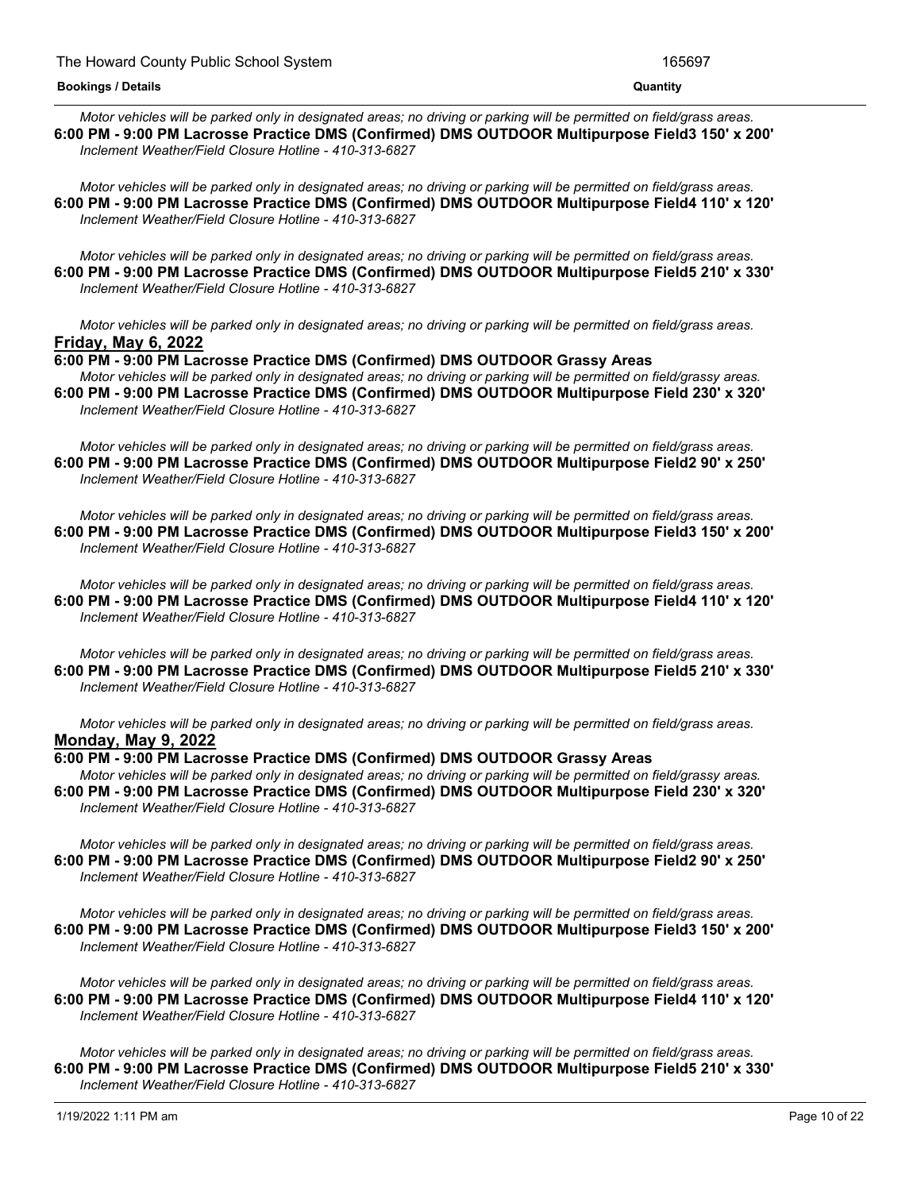*Motor vehicles will be parked only in designated areas; no driving or parking will be permitted on field/grass areas.*

**6:00 PM - 9:00 PM Lacrosse Practice DMS (Confirmed) DMS OUTDOOR Multipurpose Field3 150' x 200'**

*Inclement Weather/Field Closure Hotline - 410-313-6827*

*Motor vehicles will be parked only in designated areas; no driving or parking will be permitted on field/grass areas.*

**6:00 PM - 9:00 PM Lacrosse Practice DMS (Confirmed) DMS OUTDOOR Multipurpose Field4 110' x 120'**

*Inclement Weather/Field Closure Hotline - 410-313-6827*

*Motor vehicles will be parked only in designated areas; no driving or parking will be permitted on field/grass areas.*

**6:00 PM - 9:00 PM Lacrosse Practice DMS (Confirmed) DMS OUTDOOR Multipurpose Field5 210' x 330'**

*Inclement Weather/Field Closure Hotline - 410-313-6827*

*Motor vehicles will be parked only in designated areas; no driving or parking will be permitted on field/grass areas.*

## Friday, May 6, 2022

**6:00 PM - 9:00 PM Lacrosse Practice DMS (Confirmed) DMS OUTDOOR Grassy Areas**

*Motor vehicles will be parked only in designated areas; no driving or parking will be permitted on field/grassy areas.*

**6:00 PM - 9:00 PM Lacrosse Practice DMS (Confirmed) DMS OUTDOOR Multipurpose Field 230' x 320'**

*Inclement Weather/Field Closure Hotline - 410-313-6827*

*Motor vehicles will be parked only in designated areas; no driving or parking will be permitted on field/grass areas.*

**6:00 PM - 9:00 PM Lacrosse Practice DMS (Confirmed) DMS OUTDOOR Multipurpose Field2 90' x 250'**

*Inclement Weather/Field Closure Hotline - 410-313-6827*

*Motor vehicles will be parked only in designated areas; no driving or parking will be permitted on field/grass areas.*

**6:00 PM - 9:00 PM Lacrosse Practice DMS (Confirmed) DMS OUTDOOR Multipurpose Field3 150' x 200'**

*Inclement Weather/Field Closure Hotline - 410-313-6827*

*Motor vehicles will be parked only in designated areas; no driving or parking will be permitted on field/grass areas.*

**6:00 PM - 9:00 PM Lacrosse Practice DMS (Confirmed) DMS OUTDOOR Multipurpose Field4 110' x 120'**

*Inclement Weather/Field Closure Hotline - 410-313-6827*

*Motor vehicles will be parked only in designated areas; no driving or parking will be permitted on field/grass areas.*

**6:00 PM - 9:00 PM Lacrosse Practice DMS (Confirmed) DMS OUTDOOR Multipurpose Field5 210' x 330'**

*Inclement Weather/Field Closure Hotline - 410-313-6827*

*Motor vehicles will be parked only in designated areas; no driving or parking will be permitted on field/grass areas.*

## Monday, May 9, 2022

**6:00 PM - 9:00 PM Lacrosse Practice DMS (Confirmed) DMS OUTDOOR Grassy Areas**

*Motor vehicles will be parked only in designated areas; no driving or parking will be permitted on field/grassy areas.*

**6:00 PM - 9:00 PM Lacrosse Practice DMS (Confirmed) DMS OUTDOOR Multipurpose Field 230' x 320'**

*Inclement Weather/Field Closure Hotline - 410-313-6827*

*Motor vehicles will be parked only in designated areas; no driving or parking will be permitted on field/grass areas.*

**6:00 PM - 9:00 PM Lacrosse Practice DMS (Confirmed) DMS OUTDOOR Multipurpose Field2 90' x 250'**

*Inclement Weather/Field Closure Hotline - 410-313-6827*

*Motor vehicles will be parked only in designated areas; no driving or parking will be permitted on field/grass areas.*

**6:00 PM - 9:00 PM Lacrosse Practice DMS (Confirmed) DMS OUTDOOR Multipurpose Field3 150' x 200'**

*Inclement Weather/Field Closure Hotline - 410-313-6827*

*Motor vehicles will be parked only in designated areas; no driving or parking will be permitted on field/grass areas.*

**6:00 PM - 9:00 PM Lacrosse Practice DMS (Confirmed) DMS OUTDOOR Multipurpose Field4 110' x 120'**

*Inclement Weather/Field Closure Hotline - 410-313-6827*

*Motor vehicles will be parked only in designated areas; no driving or parking will be permitted on field/grass areas.*

**6:00 PM - 9:00 PM Lacrosse Practice DMS (Confirmed) DMS OUTDOOR Multipurpose Field5 210' x 330'**

*Inclement Weather/Field Closure Hotline - 410-313-6827*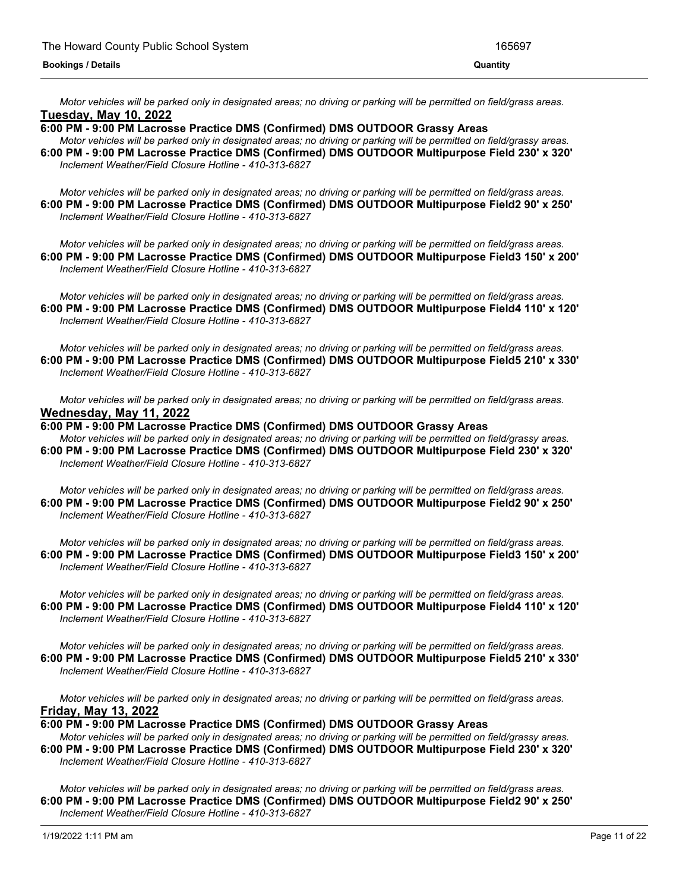*Motor vehicles will be parked only in designated areas; no driving or parking will be permitted on field/grass areas.*

**Tuesday, May 10, 2022**

**6:00 PM - 9:00 PM Lacrosse Practice DMS (Confirmed) DMS OUTDOOR Grassy Areas**

*Motor vehicles will be parked only in designated areas; no driving or parking will be permitted on field/grassy areas.*

**6:00 PM - 9:00 PM Lacrosse Practice DMS (Confirmed) DMS OUTDOOR Multipurpose Field 230' x 320'**

*Inclement Weather/Field Closure Hotline - 410-313-6827*

*Motor vehicles will be parked only in designated areas; no driving or parking will be permitted on field/grass areas.*

**6:00 PM - 9:00 PM Lacrosse Practice DMS (Confirmed) DMS OUTDOOR Multipurpose Field2 90' x 250'**

*Inclement Weather/Field Closure Hotline - 410-313-6827*

*Motor vehicles will be parked only in designated areas; no driving or parking will be permitted on field/grass areas.*

**6:00 PM - 9:00 PM Lacrosse Practice DMS (Confirmed) DMS OUTDOOR Multipurpose Field3 150' x 200'**

*Inclement Weather/Field Closure Hotline - 410-313-6827*

*Motor vehicles will be parked only in designated areas; no driving or parking will be permitted on field/grass areas.*

**6:00 PM - 9:00 PM Lacrosse Practice DMS (Confirmed) DMS OUTDOOR Multipurpose Field4 110' x 120'**

*Inclement Weather/Field Closure Hotline - 410-313-6827*

*Motor vehicles will be parked only in designated areas; no driving or parking will be permitted on field/grass areas.*

**6:00 PM - 9:00 PM Lacrosse Practice DMS (Confirmed) DMS OUTDOOR Multipurpose Field5 210' x 330'**

*Inclement Weather/Field Closure Hotline - 410-313-6827*

*Motor vehicles will be parked only in designated areas; no driving or parking will be permitted on field/grass areas.*

**Wednesday, May 11, 2022**

**6:00 PM - 9:00 PM Lacrosse Practice DMS (Confirmed) DMS OUTDOOR Grassy Areas**

*Motor vehicles will be parked only in designated areas; no driving or parking will be permitted on field/grassy areas.*

**6:00 PM - 9:00 PM Lacrosse Practice DMS (Confirmed) DMS OUTDOOR Multipurpose Field 230' x 320'**

*Inclement Weather/Field Closure Hotline - 410-313-6827*

*Motor vehicles will be parked only in designated areas; no driving or parking will be permitted on field/grass areas.*

**6:00 PM - 9:00 PM Lacrosse Practice DMS (Confirmed) DMS OUTDOOR Multipurpose Field2 90' x 250'**

*Inclement Weather/Field Closure Hotline - 410-313-6827*

*Motor vehicles will be parked only in designated areas; no driving or parking will be permitted on field/grass areas.*

**6:00 PM - 9:00 PM Lacrosse Practice DMS (Confirmed) DMS OUTDOOR Multipurpose Field3 150' x 200'**

*Inclement Weather/Field Closure Hotline - 410-313-6827*

*Motor vehicles will be parked only in designated areas; no driving or parking will be permitted on field/grass areas.*

**6:00 PM - 9:00 PM Lacrosse Practice DMS (Confirmed) DMS OUTDOOR Multipurpose Field4 110' x 120'**

*Inclement Weather/Field Closure Hotline - 410-313-6827*

*Motor vehicles will be parked only in designated areas; no driving or parking will be permitted on field/grass areas.*

**6:00 PM - 9:00 PM Lacrosse Practice DMS (Confirmed) DMS OUTDOOR Multipurpose Field5 210' x 330'**

*Inclement Weather/Field Closure Hotline - 410-313-6827*

*Motor vehicles will be parked only in designated areas; no driving or parking will be permitted on field/grass areas.*

**Friday, May 13, 2022**

**6:00 PM - 9:00 PM Lacrosse Practice DMS (Confirmed) DMS OUTDOOR Grassy Areas**

*Motor vehicles will be parked only in designated areas; no driving or parking will be permitted on field/grassy areas.*

**6:00 PM - 9:00 PM Lacrosse Practice DMS (Confirmed) DMS OUTDOOR Multipurpose Field 230' x 320'**

*Inclement Weather/Field Closure Hotline - 410-313-6827*

*Motor vehicles will be parked only in designated areas; no driving or parking will be permitted on field/grass areas.*

**6:00 PM - 9:00 PM Lacrosse Practice DMS (Confirmed) DMS OUTDOOR Multipurpose Field2 90' x 250'**

*Inclement Weather/Field Closure Hotline - 410-313-6827*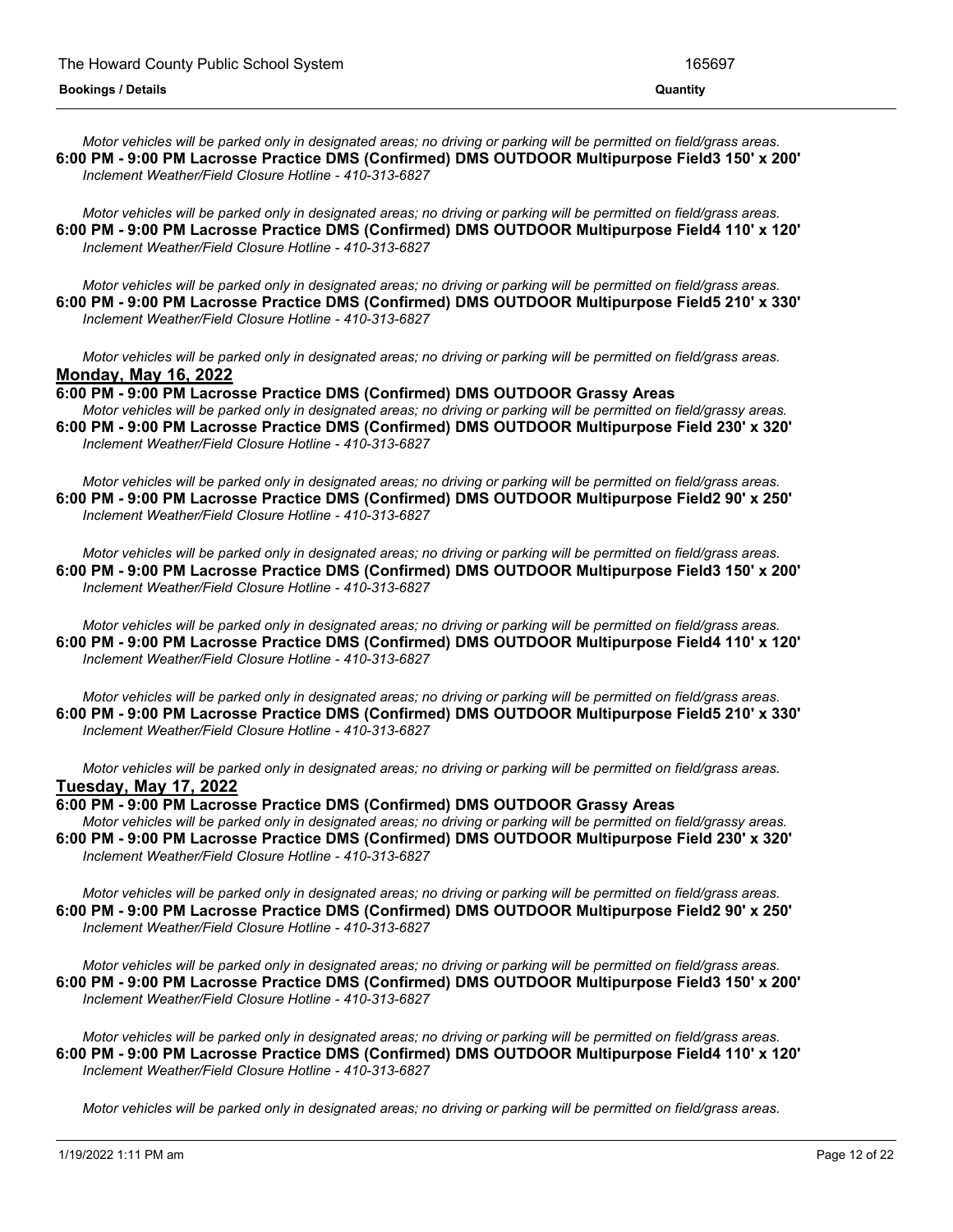*Motor vehicles will be parked only in designated areas; no driving or parking will be permitted on field/grass areas.*

**6:00 PM - 9:00 PM Lacrosse Practice DMS (Confirmed) DMS OUTDOOR Multipurpose Field3 150' x 200'**

*Inclement Weather/Field Closure Hotline - 410-313-6827*

*Motor vehicles will be parked only in designated areas; no driving or parking will be permitted on field/grass areas.*

**6:00 PM - 9:00 PM Lacrosse Practice DMS (Confirmed) DMS OUTDOOR Multipurpose Field4 110' x 120'**

*Inclement Weather/Field Closure Hotline - 410-313-6827*

*Motor vehicles will be parked only in designated areas; no driving or parking will be permitted on field/grass areas.*

**6:00 PM - 9:00 PM Lacrosse Practice DMS (Confirmed) DMS OUTDOOR Multipurpose Field5 210' x 330'**

*Inclement Weather/Field Closure Hotline - 410-313-6827*

*Motor vehicles will be parked only in designated areas; no driving or parking will be permitted on field/grass areas.*

## Monday, May 16, 2022

**6:00 PM - 9:00 PM Lacrosse Practice DMS (Confirmed) DMS OUTDOOR Grassy Areas**

*Motor vehicles will be parked only in designated areas; no driving or parking will be permitted on field/grassy areas.*

**6:00 PM - 9:00 PM Lacrosse Practice DMS (Confirmed) DMS OUTDOOR Multipurpose Field 230' x 320'**

*Inclement Weather/Field Closure Hotline - 410-313-6827*

*Motor vehicles will be parked only in designated areas; no driving or parking will be permitted on field/grass areas.*

**6:00 PM - 9:00 PM Lacrosse Practice DMS (Confirmed) DMS OUTDOOR Multipurpose Field2 90' x 250'**

*Inclement Weather/Field Closure Hotline - 410-313-6827*

*Motor vehicles will be parked only in designated areas; no driving or parking will be permitted on field/grass areas.*

**6:00 PM - 9:00 PM Lacrosse Practice DMS (Confirmed) DMS OUTDOOR Multipurpose Field3 150' x 200'**

*Inclement Weather/Field Closure Hotline - 410-313-6827*

*Motor vehicles will be parked only in designated areas; no driving or parking will be permitted on field/grass areas.*

**6:00 PM - 9:00 PM Lacrosse Practice DMS (Confirmed) DMS OUTDOOR Multipurpose Field4 110' x 120'**

*Inclement Weather/Field Closure Hotline - 410-313-6827*

*Motor vehicles will be parked only in designated areas; no driving or parking will be permitted on field/grass areas.*

**6:00 PM - 9:00 PM Lacrosse Practice DMS (Confirmed) DMS OUTDOOR Multipurpose Field5 210' x 330'**

*Inclement Weather/Field Closure Hotline - 410-313-6827*

*Motor vehicles will be parked only in designated areas; no driving or parking will be permitted on field/grass areas.*

## Tuesday, May 17, 2022

**6:00 PM - 9:00 PM Lacrosse Practice DMS (Confirmed) DMS OUTDOOR Grassy Areas**

*Motor vehicles will be parked only in designated areas; no driving or parking will be permitted on field/grassy areas.*

**6:00 PM - 9:00 PM Lacrosse Practice DMS (Confirmed) DMS OUTDOOR Multipurpose Field 230' x 320'**

*Inclement Weather/Field Closure Hotline - 410-313-6827*

*Motor vehicles will be parked only in designated areas; no driving or parking will be permitted on field/grass areas.*

**6:00 PM - 9:00 PM Lacrosse Practice DMS (Confirmed) DMS OUTDOOR Multipurpose Field2 90' x 250'**

*Inclement Weather/Field Closure Hotline - 410-313-6827*

*Motor vehicles will be parked only in designated areas; no driving or parking will be permitted on field/grass areas.*

**6:00 PM - 9:00 PM Lacrosse Practice DMS (Confirmed) DMS OUTDOOR Multipurpose Field3 150' x 200'**

*Inclement Weather/Field Closure Hotline - 410-313-6827*

*Motor vehicles will be parked only in designated areas; no driving or parking will be permitted on field/grass areas.*

**6:00 PM - 9:00 PM Lacrosse Practice DMS (Confirmed) DMS OUTDOOR Multipurpose Field4 110' x 120'**

*Inclement Weather/Field Closure Hotline - 410-313-6827*

*Motor vehicles will be parked only in designated areas; no driving or parking will be permitted on field/grass areas.*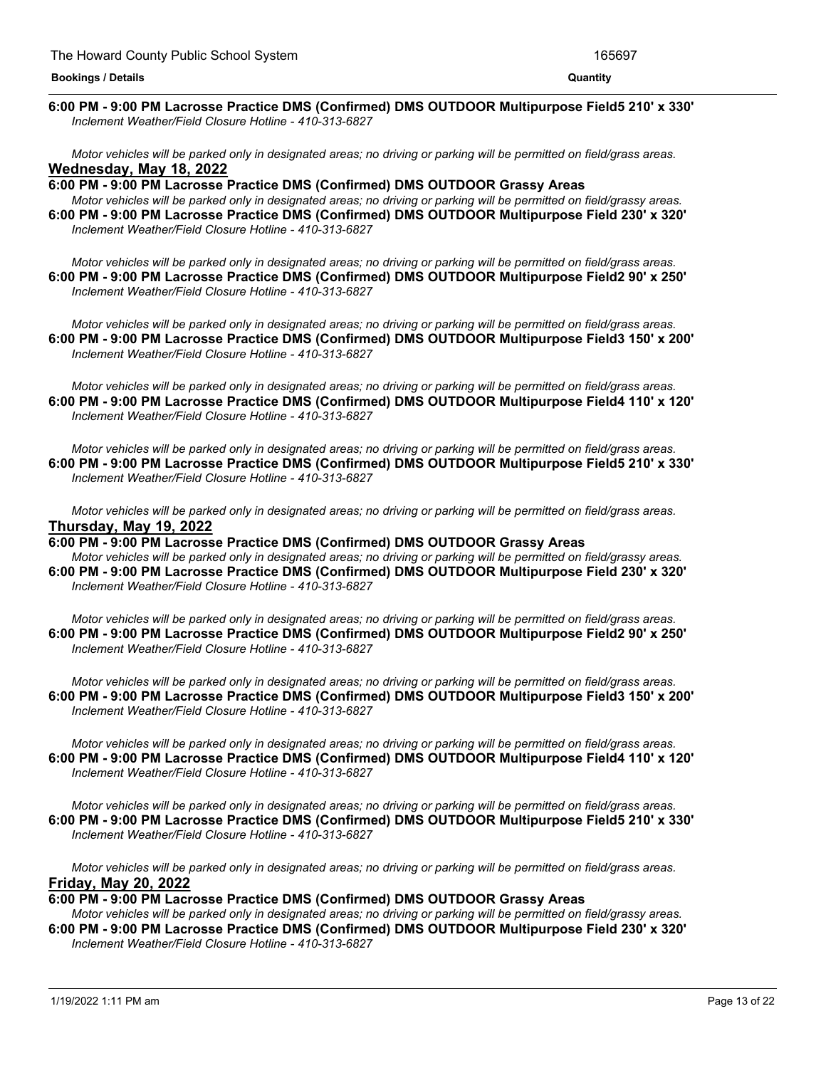**6:00 PM - 9:00 PM Lacrosse Practice DMS (Confirmed) DMS OUTDOOR Multipurpose Field5 210' x 330'**

*Inclement Weather/Field Closure Hotline - 410-313-6827*

*Motor vehicles will be parked only in designated areas; no driving or parking will be permitted on field/grass areas.*

## Wednesday, May 18, 2022

**6:00 PM - 9:00 PM Lacrosse Practice DMS (Confirmed) DMS OUTDOOR Grassy Areas**

*Motor vehicles will be parked only in designated areas; no driving or parking will be permitted on field/grassy areas.*

**6:00 PM - 9:00 PM Lacrosse Practice DMS (Confirmed) DMS OUTDOOR Multipurpose Field 230' x 320'**

*Inclement Weather/Field Closure Hotline - 410-313-6827*

*Motor vehicles will be parked only in designated areas; no driving or parking will be permitted on field/grass areas.*

**6:00 PM - 9:00 PM Lacrosse Practice DMS (Confirmed) DMS OUTDOOR Multipurpose Field2 90' x 250'**

*Inclement Weather/Field Closure Hotline - 410-313-6827*

*Motor vehicles will be parked only in designated areas; no driving or parking will be permitted on field/grass areas.*

**6:00 PM - 9:00 PM Lacrosse Practice DMS (Confirmed) DMS OUTDOOR Multipurpose Field3 150' x 200'**

*Inclement Weather/Field Closure Hotline - 410-313-6827*

*Motor vehicles will be parked only in designated areas; no driving or parking will be permitted on field/grass areas.*

**6:00 PM - 9:00 PM Lacrosse Practice DMS (Confirmed) DMS OUTDOOR Multipurpose Field4 110' x 120'**

*Inclement Weather/Field Closure Hotline - 410-313-6827*

*Motor vehicles will be parked only in designated areas; no driving or parking will be permitted on field/grass areas.*

**6:00 PM - 9:00 PM Lacrosse Practice DMS (Confirmed) DMS OUTDOOR Multipurpose Field5 210' x 330'**

*Inclement Weather/Field Closure Hotline - 410-313-6827*

*Motor vehicles will be parked only in designated areas; no driving or parking will be permitted on field/grass areas.*

## Thursday, May 19, 2022

**6:00 PM - 9:00 PM Lacrosse Practice DMS (Confirmed) DMS OUTDOOR Grassy Areas**

*Motor vehicles will be parked only in designated areas; no driving or parking will be permitted on field/grassy areas.*

**6:00 PM - 9:00 PM Lacrosse Practice DMS (Confirmed) DMS OUTDOOR Multipurpose Field 230' x 320'**

*Inclement Weather/Field Closure Hotline - 410-313-6827*

*Motor vehicles will be parked only in designated areas; no driving or parking will be permitted on field/grass areas.*

**6:00 PM - 9:00 PM Lacrosse Practice DMS (Confirmed) DMS OUTDOOR Multipurpose Field2 90' x 250'**

*Inclement Weather/Field Closure Hotline - 410-313-6827*

*Motor vehicles will be parked only in designated areas; no driving or parking will be permitted on field/grass areas.*

**6:00 PM - 9:00 PM Lacrosse Practice DMS (Confirmed) DMS OUTDOOR Multipurpose Field3 150' x 200'**

*Inclement Weather/Field Closure Hotline - 410-313-6827*

*Motor vehicles will be parked only in designated areas; no driving or parking will be permitted on field/grass areas.*

**6:00 PM - 9:00 PM Lacrosse Practice DMS (Confirmed) DMS OUTDOOR Multipurpose Field4 110' x 120'**

*Inclement Weather/Field Closure Hotline - 410-313-6827*

*Motor vehicles will be parked only in designated areas; no driving or parking will be permitted on field/grass areas.*

**6:00 PM - 9:00 PM Lacrosse Practice DMS (Confirmed) DMS OUTDOOR Multipurpose Field5 210' x 330'**

*Inclement Weather/Field Closure Hotline - 410-313-6827*

*Motor vehicles will be parked only in designated areas; no driving or parking will be permitted on field/grass areas.*

## Friday, May 20, 2022

**6:00 PM - 9:00 PM Lacrosse Practice DMS (Confirmed) DMS OUTDOOR Grassy Areas**

*Motor vehicles will be parked only in designated areas; no driving or parking will be permitted on field/grassy areas.*

**6:00 PM - 9:00 PM Lacrosse Practice DMS (Confirmed) DMS OUTDOOR Multipurpose Field 230' x 320'**

*Inclement Weather/Field Closure Hotline - 410-313-6827*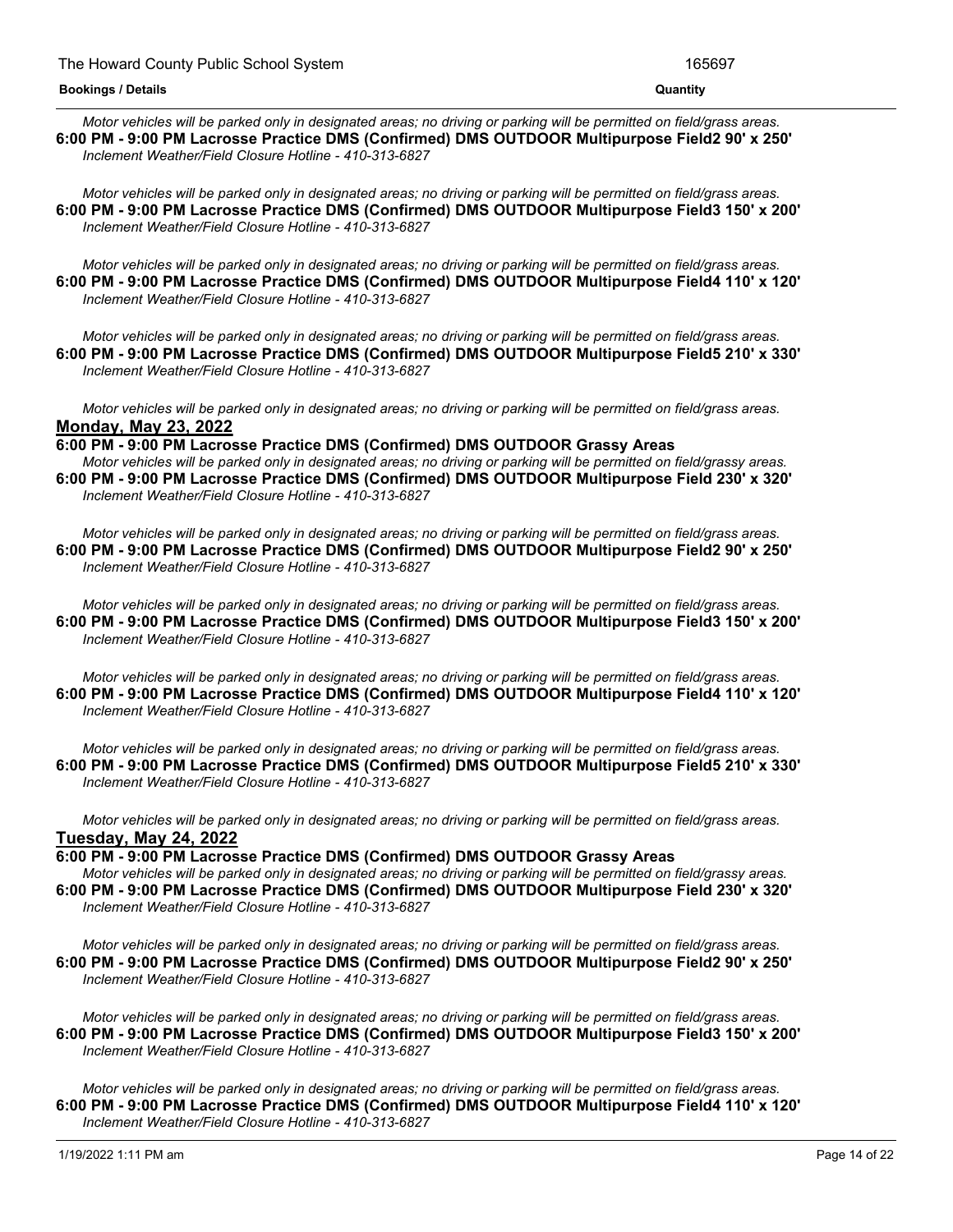*Motor vehicles will be parked only in designated areas; no driving or parking will be permitted on field/grass areas.*

**6:00 PM - 9:00 PM Lacrosse Practice DMS (Confirmed) DMS OUTDOOR Multipurpose Field2 90' x 250'**

*Inclement Weather/Field Closure Hotline - 410-313-6827*

*Motor vehicles will be parked only in designated areas; no driving or parking will be permitted on field/grass areas.*

**6:00 PM - 9:00 PM Lacrosse Practice DMS (Confirmed) DMS OUTDOOR Multipurpose Field3 150' x 200'**

*Inclement Weather/Field Closure Hotline - 410-313-6827*

*Motor vehicles will be parked only in designated areas; no driving or parking will be permitted on field/grass areas.*

**6:00 PM - 9:00 PM Lacrosse Practice DMS (Confirmed) DMS OUTDOOR Multipurpose Field4 110' x 120'**

*Inclement Weather/Field Closure Hotline - 410-313-6827*

*Motor vehicles will be parked only in designated areas; no driving or parking will be permitted on field/grass areas.*

**6:00 PM - 9:00 PM Lacrosse Practice DMS (Confirmed) DMS OUTDOOR Multipurpose Field5 210' x 330'**

*Inclement Weather/Field Closure Hotline - 410-313-6827*

*Motor vehicles will be parked only in designated areas; no driving or parking will be permitted on field/grass areas.*

## Monday, May 23, 2022

**6:00 PM - 9:00 PM Lacrosse Practice DMS (Confirmed) DMS OUTDOOR Grassy Areas**

*Motor vehicles will be parked only in designated areas; no driving or parking will be permitted on field/grassy areas.*

**6:00 PM - 9:00 PM Lacrosse Practice DMS (Confirmed) DMS OUTDOOR Multipurpose Field 230' x 320'**

*Inclement Weather/Field Closure Hotline - 410-313-6827*

*Motor vehicles will be parked only in designated areas; no driving or parking will be permitted on field/grass areas.*

**6:00 PM - 9:00 PM Lacrosse Practice DMS (Confirmed) DMS OUTDOOR Multipurpose Field2 90' x 250'**

*Inclement Weather/Field Closure Hotline - 410-313-6827*

*Motor vehicles will be parked only in designated areas; no driving or parking will be permitted on field/grass areas.*

**6:00 PM - 9:00 PM Lacrosse Practice DMS (Confirmed) DMS OUTDOOR Multipurpose Field3 150' x 200'**

*Inclement Weather/Field Closure Hotline - 410-313-6827*

*Motor vehicles will be parked only in designated areas; no driving or parking will be permitted on field/grass areas.*

**6:00 PM - 9:00 PM Lacrosse Practice DMS (Confirmed) DMS OUTDOOR Multipurpose Field4 110' x 120'**

*Inclement Weather/Field Closure Hotline - 410-313-6827*

*Motor vehicles will be parked only in designated areas; no driving or parking will be permitted on field/grass areas.*

**6:00 PM - 9:00 PM Lacrosse Practice DMS (Confirmed) DMS OUTDOOR Multipurpose Field5 210' x 330'**

*Inclement Weather/Field Closure Hotline - 410-313-6827*

*Motor vehicles will be parked only in designated areas; no driving or parking will be permitted on field/grass areas.*

## Tuesday, May 24, 2022

**6:00 PM - 9:00 PM Lacrosse Practice DMS (Confirmed) DMS OUTDOOR Grassy Areas**

*Motor vehicles will be parked only in designated areas; no driving or parking will be permitted on field/grassy areas.*

**6:00 PM - 9:00 PM Lacrosse Practice DMS (Confirmed) DMS OUTDOOR Multipurpose Field 230' x 320'**

*Inclement Weather/Field Closure Hotline - 410-313-6827*

*Motor vehicles will be parked only in designated areas; no driving or parking will be permitted on field/grass areas.*

**6:00 PM - 9:00 PM Lacrosse Practice DMS (Confirmed) DMS OUTDOOR Multipurpose Field2 90' x 250'**

*Inclement Weather/Field Closure Hotline - 410-313-6827*

*Motor vehicles will be parked only in designated areas; no driving or parking will be permitted on field/grass areas.*

**6:00 PM - 9:00 PM Lacrosse Practice DMS (Confirmed) DMS OUTDOOR Multipurpose Field3 150' x 200'**

*Inclement Weather/Field Closure Hotline - 410-313-6827*

*Motor vehicles will be parked only in designated areas; no driving or parking will be permitted on field/grass areas.*

**6:00 PM - 9:00 PM Lacrosse Practice DMS (Confirmed) DMS OUTDOOR Multipurpose Field4 110' x 120'**

*Inclement Weather/Field Closure Hotline - 410-313-6827*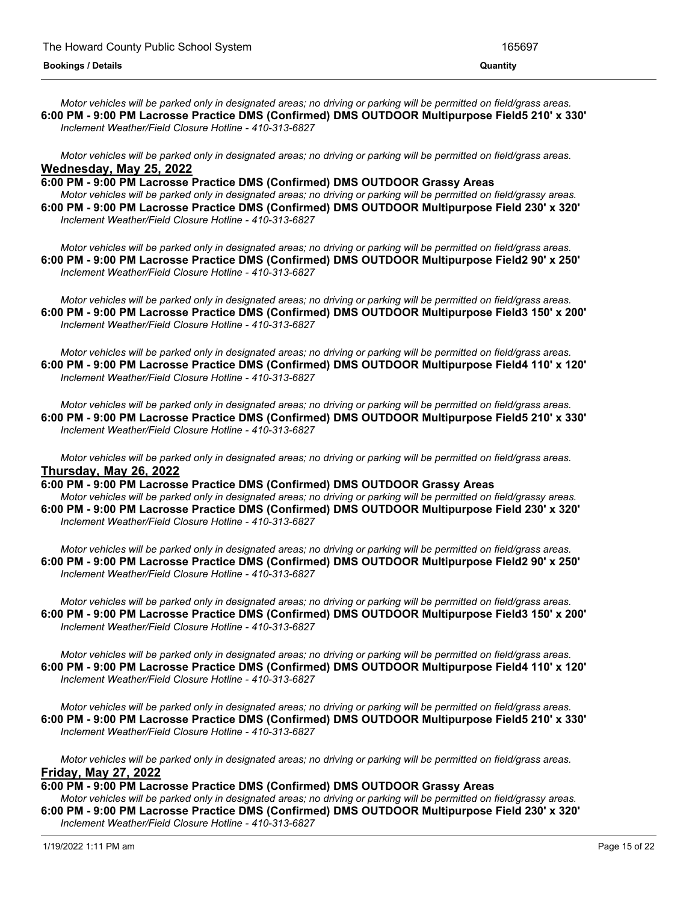*Motor vehicles will be parked only in designated areas; no driving or parking will be permitted on field/grass areas.*

**6:00 PM - 9:00 PM Lacrosse Practice DMS (Confirmed) DMS OUTDOOR Multipurpose Field5 210' x 330'**

*Inclement Weather/Field Closure Hotline - 410-313-6827*

*Motor vehicles will be parked only in designated areas; no driving or parking will be permitted on field/grass areas.*

## Wednesday, May 25, 2022

**6:00 PM - 9:00 PM Lacrosse Practice DMS (Confirmed) DMS OUTDOOR Grassy Areas**

*Motor vehicles will be parked only in designated areas; no driving or parking will be permitted on field/grassy areas.*

**6:00 PM - 9:00 PM Lacrosse Practice DMS (Confirmed) DMS OUTDOOR Multipurpose Field 230' x 320'**

*Inclement Weather/Field Closure Hotline - 410-313-6827*

*Motor vehicles will be parked only in designated areas; no driving or parking will be permitted on field/grass areas.*

**6:00 PM - 9:00 PM Lacrosse Practice DMS (Confirmed) DMS OUTDOOR Multipurpose Field2 90' x 250'**

*Inclement Weather/Field Closure Hotline - 410-313-6827*

*Motor vehicles will be parked only in designated areas; no driving or parking will be permitted on field/grass areas.*

**6:00 PM - 9:00 PM Lacrosse Practice DMS (Confirmed) DMS OUTDOOR Multipurpose Field3 150' x 200'**

*Inclement Weather/Field Closure Hotline - 410-313-6827*

*Motor vehicles will be parked only in designated areas; no driving or parking will be permitted on field/grass areas.*

**6:00 PM - 9:00 PM Lacrosse Practice DMS (Confirmed) DMS OUTDOOR Multipurpose Field4 110' x 120'**

*Inclement Weather/Field Closure Hotline - 410-313-6827*

*Motor vehicles will be parked only in designated areas; no driving or parking will be permitted on field/grass areas.*

**6:00 PM - 9:00 PM Lacrosse Practice DMS (Confirmed) DMS OUTDOOR Multipurpose Field5 210' x 330'**

*Inclement Weather/Field Closure Hotline - 410-313-6827*

*Motor vehicles will be parked only in designated areas; no driving or parking will be permitted on field/grass areas.*

## Thursday, May 26, 2022

**6:00 PM - 9:00 PM Lacrosse Practice DMS (Confirmed) DMS OUTDOOR Grassy Areas**

*Motor vehicles will be parked only in designated areas; no driving or parking will be permitted on field/grassy areas.*

**6:00 PM - 9:00 PM Lacrosse Practice DMS (Confirmed) DMS OUTDOOR Multipurpose Field 230' x 320'**

*Inclement Weather/Field Closure Hotline - 410-313-6827*

*Motor vehicles will be parked only in designated areas; no driving or parking will be permitted on field/grass areas.*

**6:00 PM - 9:00 PM Lacrosse Practice DMS (Confirmed) DMS OUTDOOR Multipurpose Field2 90' x 250'**

*Inclement Weather/Field Closure Hotline - 410-313-6827*

*Motor vehicles will be parked only in designated areas; no driving or parking will be permitted on field/grass areas.*

**6:00 PM - 9:00 PM Lacrosse Practice DMS (Confirmed) DMS OUTDOOR Multipurpose Field3 150' x 200'**

*Inclement Weather/Field Closure Hotline - 410-313-6827*

*Motor vehicles will be parked only in designated areas; no driving or parking will be permitted on field/grass areas.*

**6:00 PM - 9:00 PM Lacrosse Practice DMS (Confirmed) DMS OUTDOOR Multipurpose Field4 110' x 120'**

*Inclement Weather/Field Closure Hotline - 410-313-6827*

*Motor vehicles will be parked only in designated areas; no driving or parking will be permitted on field/grass areas.*

**6:00 PM - 9:00 PM Lacrosse Practice DMS (Confirmed) DMS OUTDOOR Multipurpose Field5 210' x 330'**

*Inclement Weather/Field Closure Hotline - 410-313-6827*

*Motor vehicles will be parked only in designated areas; no driving or parking will be permitted on field/grass areas.*

## Friday, May 27, 2022

**6:00 PM - 9:00 PM Lacrosse Practice DMS (Confirmed) DMS OUTDOOR Grassy Areas**

*Motor vehicles will be parked only in designated areas; no driving or parking will be permitted on field/grassy areas.*

**6:00 PM - 9:00 PM Lacrosse Practice DMS (Confirmed) DMS OUTDOOR Multipurpose Field 230' x 320'**

*Inclement Weather/Field Closure Hotline - 410-313-6827*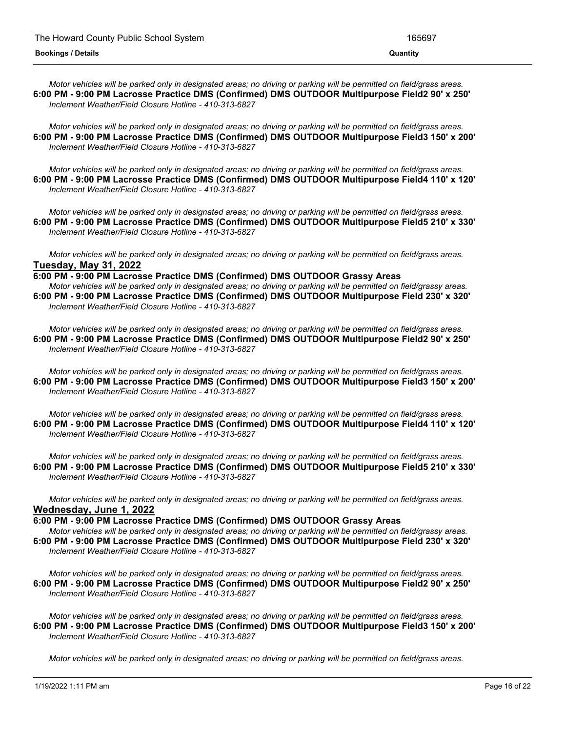*Motor vehicles will be parked only in designated areas; no driving or parking will be permitted on field/grass areas.*

**6:00 PM - 9:00 PM Lacrosse Practice DMS (Confirmed) DMS OUTDOOR Multipurpose Field2 90' x 250'**

*Inclement Weather/Field Closure Hotline - 410-313-6827*

*Motor vehicles will be parked only in designated areas; no driving or parking will be permitted on field/grass areas.*

**6:00 PM - 9:00 PM Lacrosse Practice DMS (Confirmed) DMS OUTDOOR Multipurpose Field3 150' x 200'**

*Inclement Weather/Field Closure Hotline - 410-313-6827*

*Motor vehicles will be parked only in designated areas; no driving or parking will be permitted on field/grass areas.*

**6:00 PM - 9:00 PM Lacrosse Practice DMS (Confirmed) DMS OUTDOOR Multipurpose Field4 110' x 120'**

*Inclement Weather/Field Closure Hotline - 410-313-6827*

*Motor vehicles will be parked only in designated areas; no driving or parking will be permitted on field/grass areas.*

**6:00 PM - 9:00 PM Lacrosse Practice DMS (Confirmed) DMS OUTDOOR Multipurpose Field5 210' x 330'**

*Inclement Weather/Field Closure Hotline - 410-313-6827*

*Motor vehicles will be parked only in designated areas; no driving or parking will be permitted on field/grass areas.*

## Tuesday, May 31, 2022

**6:00 PM - 9:00 PM Lacrosse Practice DMS (Confirmed) DMS OUTDOOR Grassy Areas**

*Motor vehicles will be parked only in designated areas; no driving or parking will be permitted on field/grassy areas.*

**6:00 PM - 9:00 PM Lacrosse Practice DMS (Confirmed) DMS OUTDOOR Multipurpose Field 230' x 320'**

*Inclement Weather/Field Closure Hotline - 410-313-6827*

*Motor vehicles will be parked only in designated areas; no driving or parking will be permitted on field/grass areas.*

**6:00 PM - 9:00 PM Lacrosse Practice DMS (Confirmed) DMS OUTDOOR Multipurpose Field2 90' x 250'**

*Inclement Weather/Field Closure Hotline - 410-313-6827*

*Motor vehicles will be parked only in designated areas; no driving or parking will be permitted on field/grass areas.*

**6:00 PM - 9:00 PM Lacrosse Practice DMS (Confirmed) DMS OUTDOOR Multipurpose Field3 150' x 200'**

*Inclement Weather/Field Closure Hotline - 410-313-6827*

*Motor vehicles will be parked only in designated areas; no driving or parking will be permitted on field/grass areas.*

**6:00 PM - 9:00 PM Lacrosse Practice DMS (Confirmed) DMS OUTDOOR Multipurpose Field4 110' x 120'**

*Inclement Weather/Field Closure Hotline - 410-313-6827*

*Motor vehicles will be parked only in designated areas; no driving or parking will be permitted on field/grass areas.*

**6:00 PM - 9:00 PM Lacrosse Practice DMS (Confirmed) DMS OUTDOOR Multipurpose Field5 210' x 330'**

*Inclement Weather/Field Closure Hotline - 410-313-6827*

*Motor vehicles will be parked only in designated areas; no driving or parking will be permitted on field/grass areas.*

## Wednesday, June 1, 2022

**6:00 PM - 9:00 PM Lacrosse Practice DMS (Confirmed) DMS OUTDOOR Grassy Areas**

*Motor vehicles will be parked only in designated areas; no driving or parking will be permitted on field/grassy areas.*

**6:00 PM - 9:00 PM Lacrosse Practice DMS (Confirmed) DMS OUTDOOR Multipurpose Field 230' x 320'**

*Inclement Weather/Field Closure Hotline - 410-313-6827*

*Motor vehicles will be parked only in designated areas; no driving or parking will be permitted on field/grass areas.*

**6:00 PM - 9:00 PM Lacrosse Practice DMS (Confirmed) DMS OUTDOOR Multipurpose Field2 90' x 250'**

*Inclement Weather/Field Closure Hotline - 410-313-6827*

*Motor vehicles will be parked only in designated areas; no driving or parking will be permitted on field/grass areas.*

**6:00 PM - 9:00 PM Lacrosse Practice DMS (Confirmed) DMS OUTDOOR Multipurpose Field3 150' x 200'**

*Inclement Weather/Field Closure Hotline - 410-313-6827*

*Motor vehicles will be parked only in designated areas; no driving or parking will be permitted on field/grass areas.*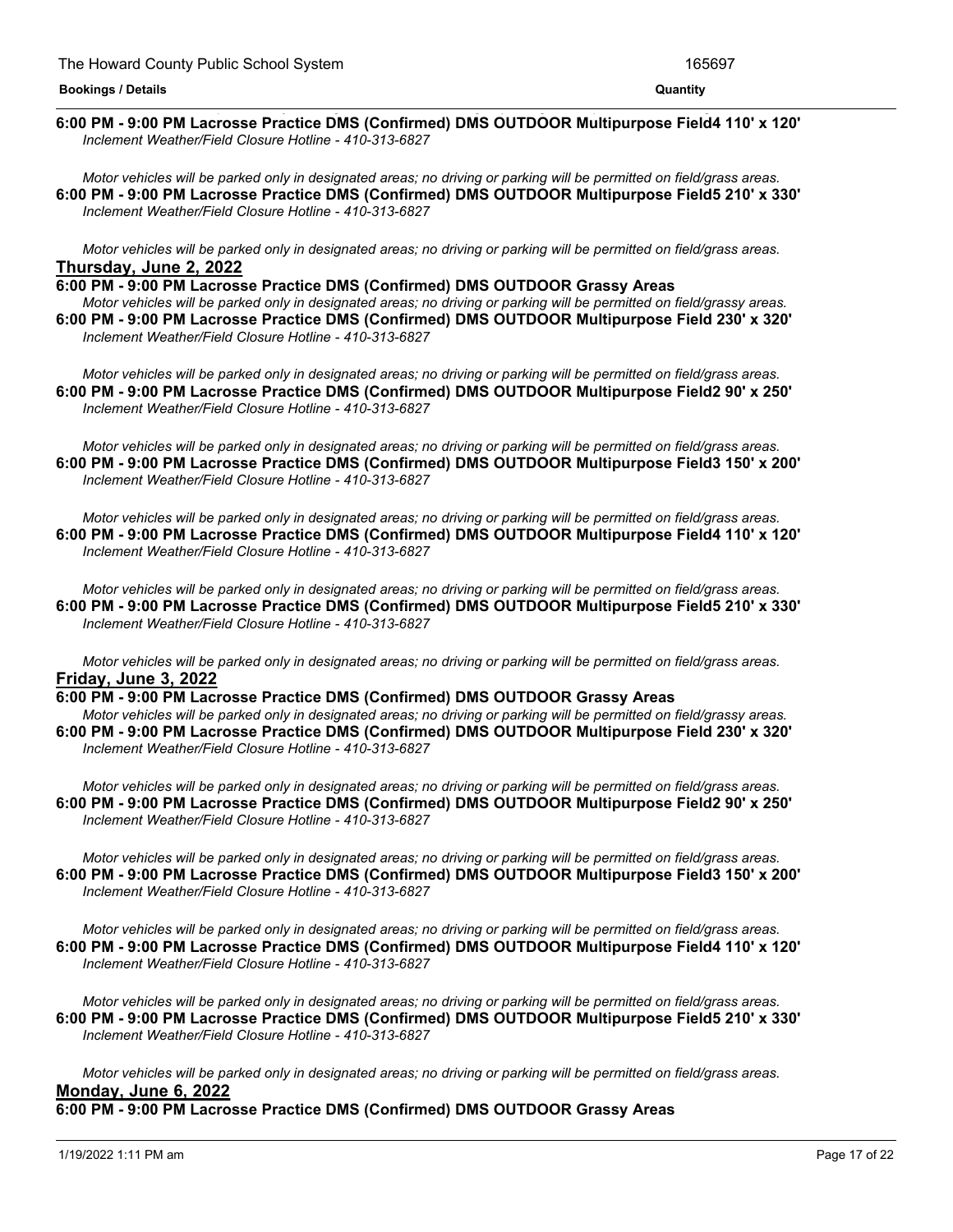**6:00 PM - 9:00 PM Lacrosse Practice DMS (Confirmed) DMS OUTDOOR Multipurpose Field4 110' x 120'**
*Inclement Weather/Field Closure Hotline - 410-313-6827*

*Motor vehicles will be parked only in designated areas; no driving or parking will be permitted on field/grass areas.*

**6:00 PM - 9:00 PM Lacrosse Practice DMS (Confirmed) DMS OUTDOOR Multipurpose Field5 210' x 330'**
*Inclement Weather/Field Closure Hotline - 410-313-6827*

*Motor vehicles will be parked only in designated areas; no driving or parking will be permitted on field/grass areas.*

**Thursday, June 2, 2022**

**6:00 PM - 9:00 PM Lacrosse Practice DMS (Confirmed) DMS OUTDOOR Grassy Areas**
*Motor vehicles will be parked only in designated areas; no driving or parking will be permitted on field/grassy areas.*

**6:00 PM - 9:00 PM Lacrosse Practice DMS (Confirmed) DMS OUTDOOR Multipurpose Field 230' x 320'**
*Inclement Weather/Field Closure Hotline - 410-313-6827*

*Motor vehicles will be parked only in designated areas; no driving or parking will be permitted on field/grass areas.*

**6:00 PM - 9:00 PM Lacrosse Practice DMS (Confirmed) DMS OUTDOOR Multipurpose Field2 90' x 250'**
*Inclement Weather/Field Closure Hotline - 410-313-6827*

*Motor vehicles will be parked only in designated areas; no driving or parking will be permitted on field/grass areas.*

**6:00 PM - 9:00 PM Lacrosse Practice DMS (Confirmed) DMS OUTDOOR Multipurpose Field3 150' x 200'**
*Inclement Weather/Field Closure Hotline - 410-313-6827*

*Motor vehicles will be parked only in designated areas; no driving or parking will be permitted on field/grass areas.*

**6:00 PM - 9:00 PM Lacrosse Practice DMS (Confirmed) DMS OUTDOOR Multipurpose Field4 110' x 120'**
*Inclement Weather/Field Closure Hotline - 410-313-6827*

*Motor vehicles will be parked only in designated areas; no driving or parking will be permitted on field/grass areas.*

**6:00 PM - 9:00 PM Lacrosse Practice DMS (Confirmed) DMS OUTDOOR Multipurpose Field5 210' x 330'**
*Inclement Weather/Field Closure Hotline - 410-313-6827*

*Motor vehicles will be parked only in designated areas; no driving or parking will be permitted on field/grass areas.*

**Friday, June 3, 2022**

**6:00 PM - 9:00 PM Lacrosse Practice DMS (Confirmed) DMS OUTDOOR Grassy Areas**
*Motor vehicles will be parked only in designated areas; no driving or parking will be permitted on field/grassy areas.*

**6:00 PM - 9:00 PM Lacrosse Practice DMS (Confirmed) DMS OUTDOOR Multipurpose Field 230' x 320'**
*Inclement Weather/Field Closure Hotline - 410-313-6827*

*Motor vehicles will be parked only in designated areas; no driving or parking will be permitted on field/grass areas.*

**6:00 PM - 9:00 PM Lacrosse Practice DMS (Confirmed) DMS OUTDOOR Multipurpose Field2 90' x 250'**
*Inclement Weather/Field Closure Hotline - 410-313-6827*

*Motor vehicles will be parked only in designated areas; no driving or parking will be permitted on field/grass areas.*

**6:00 PM - 9:00 PM Lacrosse Practice DMS (Confirmed) DMS OUTDOOR Multipurpose Field3 150' x 200'**
*Inclement Weather/Field Closure Hotline - 410-313-6827*

*Motor vehicles will be parked only in designated areas; no driving or parking will be permitted on field/grass areas.*

**6:00 PM - 9:00 PM Lacrosse Practice DMS (Confirmed) DMS OUTDOOR Multipurpose Field4 110' x 120'**
*Inclement Weather/Field Closure Hotline - 410-313-6827*

*Motor vehicles will be parked only in designated areas; no driving or parking will be permitted on field/grass areas.*

**6:00 PM - 9:00 PM Lacrosse Practice DMS (Confirmed) DMS OUTDOOR Multipurpose Field5 210' x 330'**
*Inclement Weather/Field Closure Hotline - 410-313-6827*

*Motor vehicles will be parked only in designated areas; no driving or parking will be permitted on field/grass areas.*

**Monday, June 6, 2022**

**6:00 PM - 9:00 PM Lacrosse Practice DMS (Confirmed) DMS OUTDOOR Grassy Areas**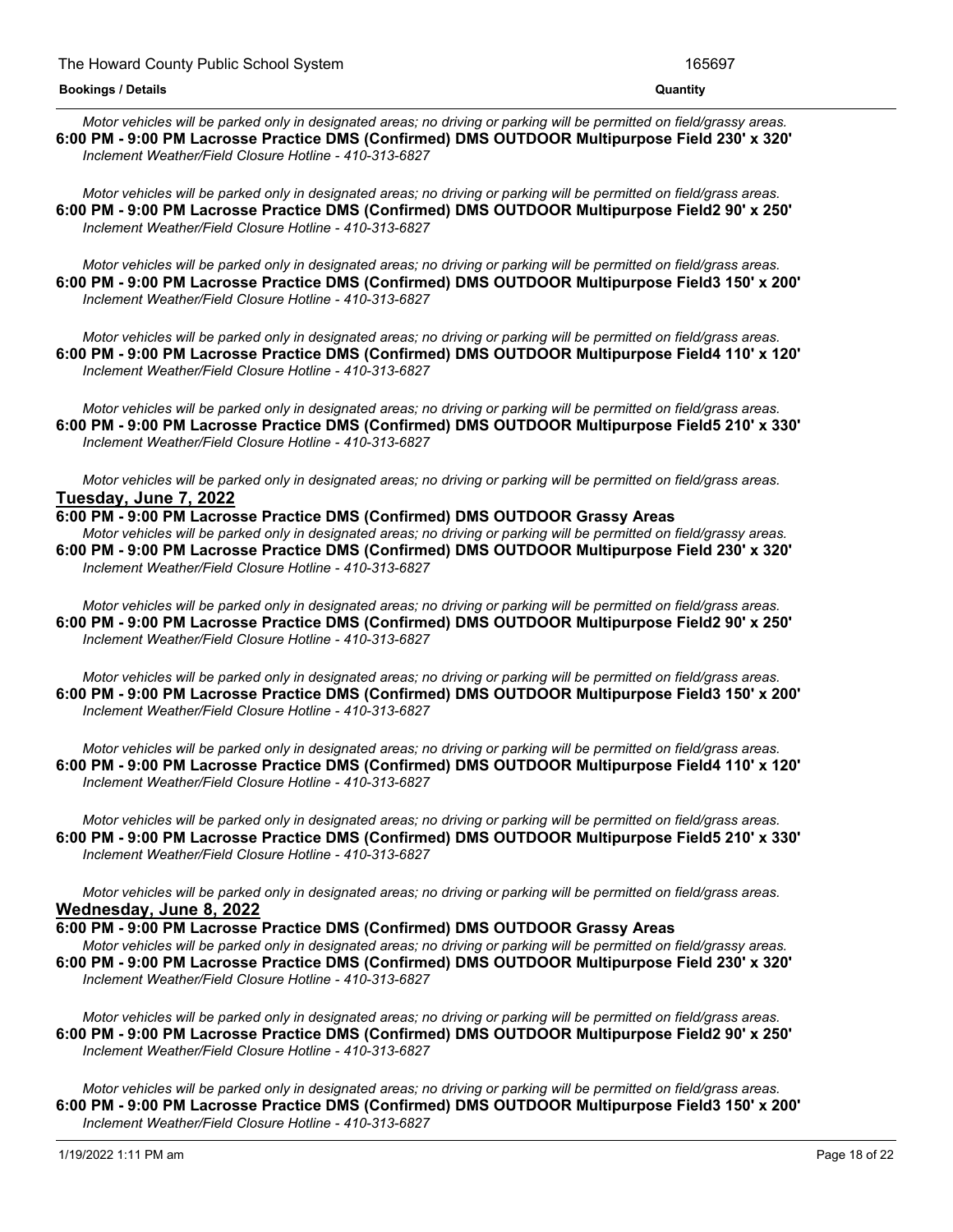*Motor vehicles will be parked only in designated areas; no driving or parking will be permitted on field/grassy areas.*

**6:00 PM - 9:00 PM Lacrosse Practice DMS (Confirmed) DMS OUTDOOR Multipurpose Field 230' x 320'**

*Inclement Weather/Field Closure Hotline - 410-313-6827*

*Motor vehicles will be parked only in designated areas; no driving or parking will be permitted on field/grass areas.*

**6:00 PM - 9:00 PM Lacrosse Practice DMS (Confirmed) DMS OUTDOOR Multipurpose Field2 90' x 250'**

*Inclement Weather/Field Closure Hotline - 410-313-6827*

*Motor vehicles will be parked only in designated areas; no driving or parking will be permitted on field/grass areas.*

**6:00 PM - 9:00 PM Lacrosse Practice DMS (Confirmed) DMS OUTDOOR Multipurpose Field3 150' x 200'**

*Inclement Weather/Field Closure Hotline - 410-313-6827*

*Motor vehicles will be parked only in designated areas; no driving or parking will be permitted on field/grass areas.*

**6:00 PM - 9:00 PM Lacrosse Practice DMS (Confirmed) DMS OUTDOOR Multipurpose Field4 110' x 120'**

*Inclement Weather/Field Closure Hotline - 410-313-6827*

*Motor vehicles will be parked only in designated areas; no driving or parking will be permitted on field/grass areas.*

**6:00 PM - 9:00 PM Lacrosse Practice DMS (Confirmed) DMS OUTDOOR Multipurpose Field5 210' x 330'**

*Inclement Weather/Field Closure Hotline - 410-313-6827*

*Motor vehicles will be parked only in designated areas; no driving or parking will be permitted on field/grass areas.*

## Tuesday, June 7, 2022

**6:00 PM - 9:00 PM Lacrosse Practice DMS (Confirmed) DMS OUTDOOR Grassy Areas**

*Motor vehicles will be parked only in designated areas; no driving or parking will be permitted on field/grassy areas.*

**6:00 PM - 9:00 PM Lacrosse Practice DMS (Confirmed) DMS OUTDOOR Multipurpose Field 230' x 320'**

*Inclement Weather/Field Closure Hotline - 410-313-6827*

*Motor vehicles will be parked only in designated areas; no driving or parking will be permitted on field/grass areas.*

**6:00 PM - 9:00 PM Lacrosse Practice DMS (Confirmed) DMS OUTDOOR Multipurpose Field2 90' x 250'**

*Inclement Weather/Field Closure Hotline - 410-313-6827*

*Motor vehicles will be parked only in designated areas; no driving or parking will be permitted on field/grass areas.*

**6:00 PM - 9:00 PM Lacrosse Practice DMS (Confirmed) DMS OUTDOOR Multipurpose Field3 150' x 200'**

*Inclement Weather/Field Closure Hotline - 410-313-6827*

*Motor vehicles will be parked only in designated areas; no driving or parking will be permitted on field/grass areas.*

**6:00 PM - 9:00 PM Lacrosse Practice DMS (Confirmed) DMS OUTDOOR Multipurpose Field4 110' x 120'**

*Inclement Weather/Field Closure Hotline - 410-313-6827*

*Motor vehicles will be parked only in designated areas; no driving or parking will be permitted on field/grass areas.*

**6:00 PM - 9:00 PM Lacrosse Practice DMS (Confirmed) DMS OUTDOOR Multipurpose Field5 210' x 330'**

*Inclement Weather/Field Closure Hotline - 410-313-6827*

*Motor vehicles will be parked only in designated areas; no driving or parking will be permitted on field/grass areas.*

## Wednesday, June 8, 2022

**6:00 PM - 9:00 PM Lacrosse Practice DMS (Confirmed) DMS OUTDOOR Grassy Areas**

*Motor vehicles will be parked only in designated areas; no driving or parking will be permitted on field/grassy areas.*

**6:00 PM - 9:00 PM Lacrosse Practice DMS (Confirmed) DMS OUTDOOR Multipurpose Field 230' x 320'**

*Inclement Weather/Field Closure Hotline - 410-313-6827*

*Motor vehicles will be parked only in designated areas; no driving or parking will be permitted on field/grass areas.*

**6:00 PM - 9:00 PM Lacrosse Practice DMS (Confirmed) DMS OUTDOOR Multipurpose Field2 90' x 250'**

*Inclement Weather/Field Closure Hotline - 410-313-6827*

*Motor vehicles will be parked only in designated areas; no driving or parking will be permitted on field/grass areas.*

**6:00 PM - 9:00 PM Lacrosse Practice DMS (Confirmed) DMS OUTDOOR Multipurpose Field3 150' x 200'**

*Inclement Weather/Field Closure Hotline - 410-313-6827*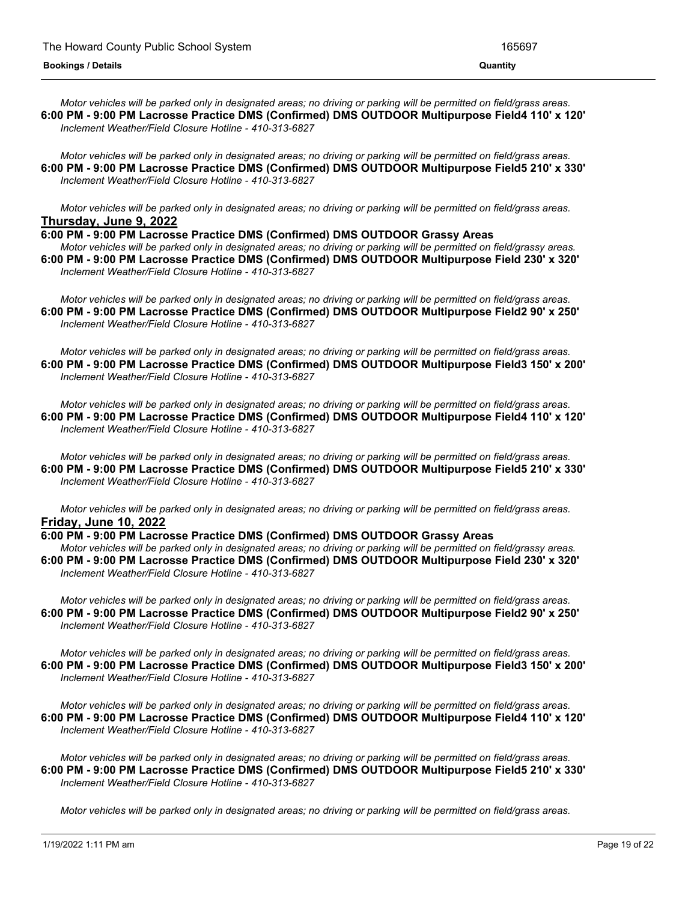*Motor vehicles will be parked only in designated areas; no driving or parking will be permitted on field/grass areas.*

**6:00 PM - 9:00 PM Lacrosse Practice DMS (Confirmed) DMS OUTDOOR Multipurpose Field4 110' x 120'**

*Inclement Weather/Field Closure Hotline - 410-313-6827*

*Motor vehicles will be parked only in designated areas; no driving or parking will be permitted on field/grass areas.*

**6:00 PM - 9:00 PM Lacrosse Practice DMS (Confirmed) DMS OUTDOOR Multipurpose Field5 210' x 330'**

*Inclement Weather/Field Closure Hotline - 410-313-6827*

*Motor vehicles will be parked only in designated areas; no driving or parking will be permitted on field/grass areas.*

**Thursday, June 9, 2022**

**6:00 PM - 9:00 PM Lacrosse Practice DMS (Confirmed) DMS OUTDOOR Grassy Areas**

*Motor vehicles will be parked only in designated areas; no driving or parking will be permitted on field/grassy areas.*

**6:00 PM - 9:00 PM Lacrosse Practice DMS (Confirmed) DMS OUTDOOR Multipurpose Field 230' x 320'**

*Inclement Weather/Field Closure Hotline - 410-313-6827*

*Motor vehicles will be parked only in designated areas; no driving or parking will be permitted on field/grass areas.*

**6:00 PM - 9:00 PM Lacrosse Practice DMS (Confirmed) DMS OUTDOOR Multipurpose Field2 90' x 250'**

*Inclement Weather/Field Closure Hotline - 410-313-6827*

*Motor vehicles will be parked only in designated areas; no driving or parking will be permitted on field/grass areas.*

**6:00 PM - 9:00 PM Lacrosse Practice DMS (Confirmed) DMS OUTDOOR Multipurpose Field3 150' x 200'**

*Inclement Weather/Field Closure Hotline - 410-313-6827*

*Motor vehicles will be parked only in designated areas; no driving or parking will be permitted on field/grass areas.*

**6:00 PM - 9:00 PM Lacrosse Practice DMS (Confirmed) DMS OUTDOOR Multipurpose Field4 110' x 120'**

*Inclement Weather/Field Closure Hotline - 410-313-6827*

*Motor vehicles will be parked only in designated areas; no driving or parking will be permitted on field/grass areas.*

**6:00 PM - 9:00 PM Lacrosse Practice DMS (Confirmed) DMS OUTDOOR Multipurpose Field5 210' x 330'**

*Inclement Weather/Field Closure Hotline - 410-313-6827*

*Motor vehicles will be parked only in designated areas; no driving or parking will be permitted on field/grass areas.*

**Friday, June 10, 2022**

**6:00 PM - 9:00 PM Lacrosse Practice DMS (Confirmed) DMS OUTDOOR Grassy Areas**

*Motor vehicles will be parked only in designated areas; no driving or parking will be permitted on field/grassy areas.*

**6:00 PM - 9:00 PM Lacrosse Practice DMS (Confirmed) DMS OUTDOOR Multipurpose Field 230' x 320'**

*Inclement Weather/Field Closure Hotline - 410-313-6827*

*Motor vehicles will be parked only in designated areas; no driving or parking will be permitted on field/grass areas.*

**6:00 PM - 9:00 PM Lacrosse Practice DMS (Confirmed) DMS OUTDOOR Multipurpose Field2 90' x 250'**

*Inclement Weather/Field Closure Hotline - 410-313-6827*

*Motor vehicles will be parked only in designated areas; no driving or parking will be permitted on field/grass areas.*

**6:00 PM - 9:00 PM Lacrosse Practice DMS (Confirmed) DMS OUTDOOR Multipurpose Field3 150' x 200'**

*Inclement Weather/Field Closure Hotline - 410-313-6827*

*Motor vehicles will be parked only in designated areas; no driving or parking will be permitted on field/grass areas.*

**6:00 PM - 9:00 PM Lacrosse Practice DMS (Confirmed) DMS OUTDOOR Multipurpose Field4 110' x 120'**

*Inclement Weather/Field Closure Hotline - 410-313-6827*

*Motor vehicles will be parked only in designated areas; no driving or parking will be permitted on field/grass areas.*

**6:00 PM - 9:00 PM Lacrosse Practice DMS (Confirmed) DMS OUTDOOR Multipurpose Field5 210' x 330'**

*Inclement Weather/Field Closure Hotline - 410-313-6827*

*Motor vehicles will be parked only in designated areas; no driving or parking will be permitted on field/grass areas.*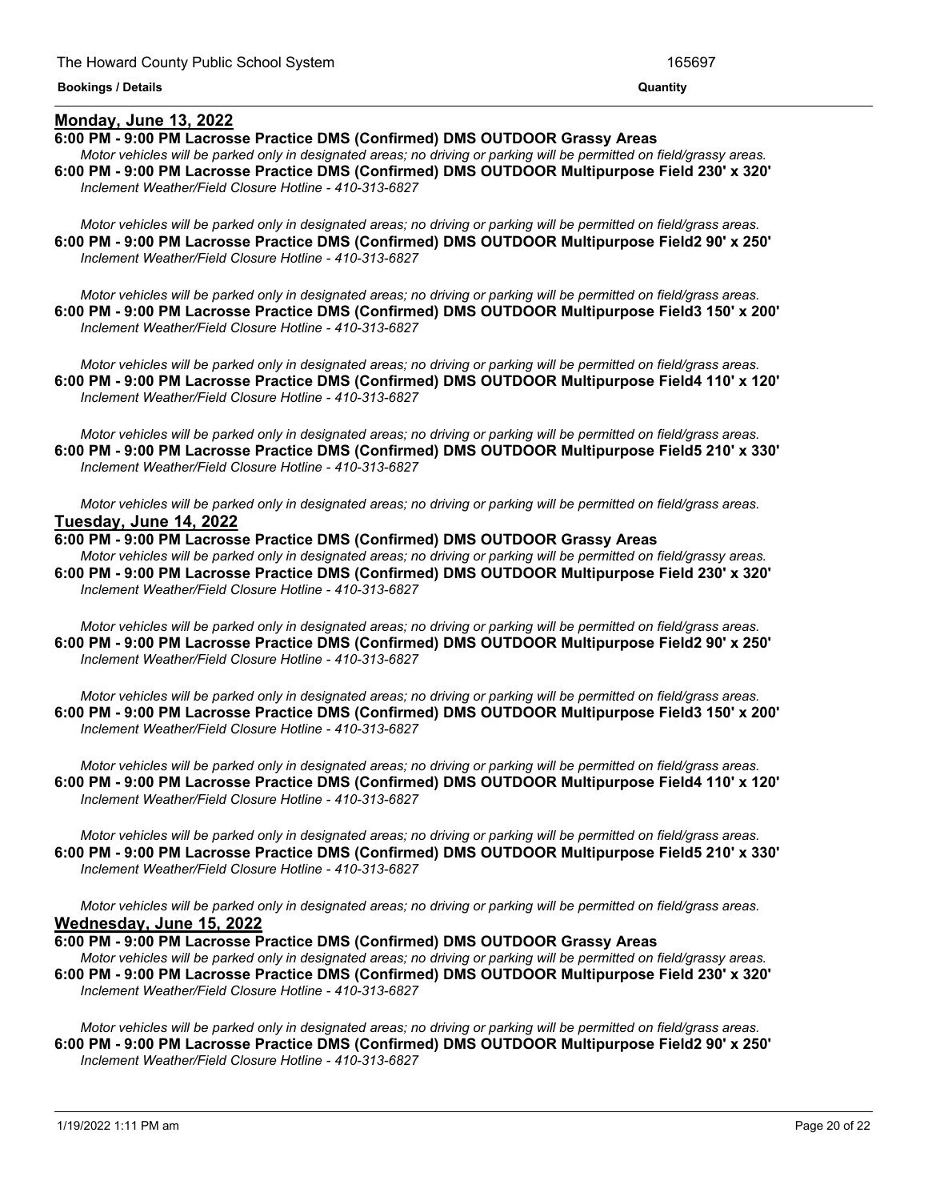**Monday, June 13, 2022**

**6:00 PM - 9:00 PM Lacrosse Practice DMS (Confirmed) DMS OUTDOOR Grassy Areas**

*Motor vehicles will be parked only in designated areas; no driving or parking will be permitted on field/grassy areas.*

**6:00 PM - 9:00 PM Lacrosse Practice DMS (Confirmed) DMS OUTDOOR Multipurpose Field 230' x 320'**

*Inclement Weather/Field Closure Hotline - 410-313-6827*

*Motor vehicles will be parked only in designated areas; no driving or parking will be permitted on field/grass areas.*

**6:00 PM - 9:00 PM Lacrosse Practice DMS (Confirmed) DMS OUTDOOR Multipurpose Field2 90' x 250'**

*Inclement Weather/Field Closure Hotline - 410-313-6827*

*Motor vehicles will be parked only in designated areas; no driving or parking will be permitted on field/grass areas.*

**6:00 PM - 9:00 PM Lacrosse Practice DMS (Confirmed) DMS OUTDOOR Multipurpose Field3 150' x 200'**

*Inclement Weather/Field Closure Hotline - 410-313-6827*

*Motor vehicles will be parked only in designated areas; no driving or parking will be permitted on field/grass areas.*

**6:00 PM - 9:00 PM Lacrosse Practice DMS (Confirmed) DMS OUTDOOR Multipurpose Field4 110' x 120'**

*Inclement Weather/Field Closure Hotline - 410-313-6827*

*Motor vehicles will be parked only in designated areas; no driving or parking will be permitted on field/grass areas.*

**6:00 PM - 9:00 PM Lacrosse Practice DMS (Confirmed) DMS OUTDOOR Multipurpose Field5 210' x 330'**

*Inclement Weather/Field Closure Hotline - 410-313-6827*

*Motor vehicles will be parked only in designated areas; no driving or parking will be permitted on field/grass areas.*

**Tuesday, June 14, 2022**

**6:00 PM - 9:00 PM Lacrosse Practice DMS (Confirmed) DMS OUTDOOR Grassy Areas**

*Motor vehicles will be parked only in designated areas; no driving or parking will be permitted on field/grassy areas.*

**6:00 PM - 9:00 PM Lacrosse Practice DMS (Confirmed) DMS OUTDOOR Multipurpose Field 230' x 320'**

*Inclement Weather/Field Closure Hotline - 410-313-6827*

*Motor vehicles will be parked only in designated areas; no driving or parking will be permitted on field/grass areas.*

**6:00 PM - 9:00 PM Lacrosse Practice DMS (Confirmed) DMS OUTDOOR Multipurpose Field2 90' x 250'**

*Inclement Weather/Field Closure Hotline - 410-313-6827*

*Motor vehicles will be parked only in designated areas; no driving or parking will be permitted on field/grass areas.*

**6:00 PM - 9:00 PM Lacrosse Practice DMS (Confirmed) DMS OUTDOOR Multipurpose Field3 150' x 200'**

*Inclement Weather/Field Closure Hotline - 410-313-6827*

*Motor vehicles will be parked only in designated areas; no driving or parking will be permitted on field/grass areas.*

**6:00 PM - 9:00 PM Lacrosse Practice DMS (Confirmed) DMS OUTDOOR Multipurpose Field4 110' x 120'**

*Inclement Weather/Field Closure Hotline - 410-313-6827*

*Motor vehicles will be parked only in designated areas; no driving or parking will be permitted on field/grass areas.*

**6:00 PM - 9:00 PM Lacrosse Practice DMS (Confirmed) DMS OUTDOOR Multipurpose Field5 210' x 330'**

*Inclement Weather/Field Closure Hotline - 410-313-6827*

*Motor vehicles will be parked only in designated areas; no driving or parking will be permitted on field/grass areas.*

**Wednesday, June 15, 2022**

**6:00 PM - 9:00 PM Lacrosse Practice DMS (Confirmed) DMS OUTDOOR Grassy Areas**

*Motor vehicles will be parked only in designated areas; no driving or parking will be permitted on field/grassy areas.*

**6:00 PM - 9:00 PM Lacrosse Practice DMS (Confirmed) DMS OUTDOOR Multipurpose Field 230' x 320'**

*Inclement Weather/Field Closure Hotline - 410-313-6827*

*Motor vehicles will be parked only in designated areas; no driving or parking will be permitted on field/grass areas.*

**6:00 PM - 9:00 PM Lacrosse Practice DMS (Confirmed) DMS OUTDOOR Multipurpose Field2 90' x 250'**

*Inclement Weather/Field Closure Hotline - 410-313-6827*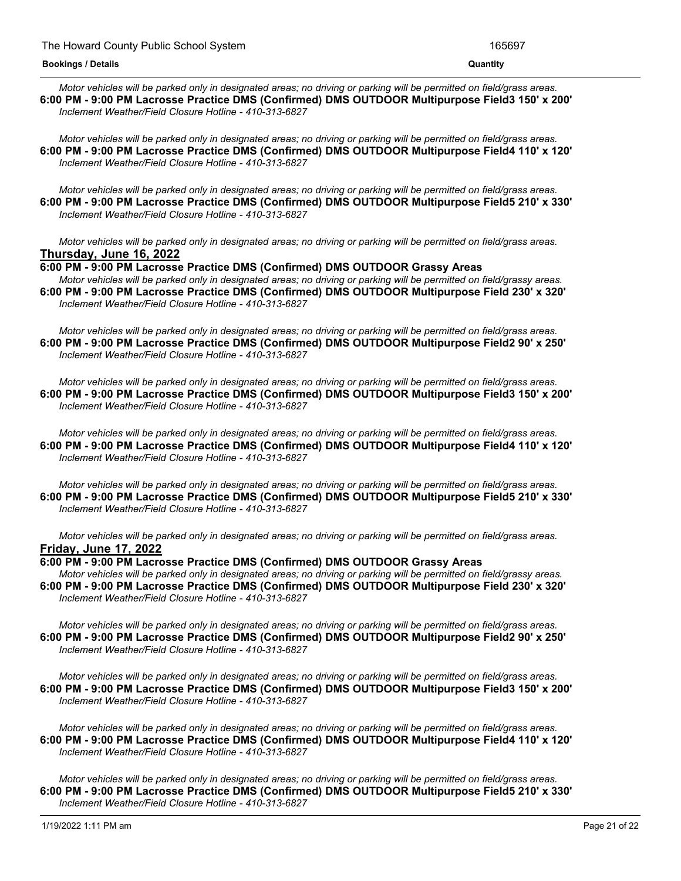*Motor vehicles will be parked only in designated areas; no driving or parking will be permitted on field/grass areas.*

**6:00 PM - 9:00 PM Lacrosse Practice DMS (Confirmed) DMS OUTDOOR Multipurpose Field3 150' x 200'**

*Inclement Weather/Field Closure Hotline - 410-313-6827*

*Motor vehicles will be parked only in designated areas; no driving or parking will be permitted on field/grass areas.*

**6:00 PM - 9:00 PM Lacrosse Practice DMS (Confirmed) DMS OUTDOOR Multipurpose Field4 110' x 120'**

*Inclement Weather/Field Closure Hotline - 410-313-6827*

*Motor vehicles will be parked only in designated areas; no driving or parking will be permitted on field/grass areas.*

**6:00 PM - 9:00 PM Lacrosse Practice DMS (Confirmed) DMS OUTDOOR Multipurpose Field5 210' x 330'**

*Inclement Weather/Field Closure Hotline - 410-313-6827*

*Motor vehicles will be parked only in designated areas; no driving or parking will be permitted on field/grass areas.*

## Thursday, June 16, 2022

**6:00 PM - 9:00 PM Lacrosse Practice DMS (Confirmed) DMS OUTDOOR Grassy Areas**

*Motor vehicles will be parked only in designated areas; no driving or parking will be permitted on field/grassy areas.*

**6:00 PM - 9:00 PM Lacrosse Practice DMS (Confirmed) DMS OUTDOOR Multipurpose Field 230' x 320'**

*Inclement Weather/Field Closure Hotline - 410-313-6827*

*Motor vehicles will be parked only in designated areas; no driving or parking will be permitted on field/grass areas.*

**6:00 PM - 9:00 PM Lacrosse Practice DMS (Confirmed) DMS OUTDOOR Multipurpose Field2 90' x 250'**

*Inclement Weather/Field Closure Hotline - 410-313-6827*

*Motor vehicles will be parked only in designated areas; no driving or parking will be permitted on field/grass areas.*

**6:00 PM - 9:00 PM Lacrosse Practice DMS (Confirmed) DMS OUTDOOR Multipurpose Field3 150' x 200'**

*Inclement Weather/Field Closure Hotline - 410-313-6827*

*Motor vehicles will be parked only in designated areas; no driving or parking will be permitted on field/grass areas.*

**6:00 PM - 9:00 PM Lacrosse Practice DMS (Confirmed) DMS OUTDOOR Multipurpose Field4 110' x 120'**

*Inclement Weather/Field Closure Hotline - 410-313-6827*

*Motor vehicles will be parked only in designated areas; no driving or parking will be permitted on field/grass areas.*

**6:00 PM - 9:00 PM Lacrosse Practice DMS (Confirmed) DMS OUTDOOR Multipurpose Field5 210' x 330'**

*Inclement Weather/Field Closure Hotline - 410-313-6827*

*Motor vehicles will be parked only in designated areas; no driving or parking will be permitted on field/grass areas.*

## Friday, June 17, 2022

**6:00 PM - 9:00 PM Lacrosse Practice DMS (Confirmed) DMS OUTDOOR Grassy Areas**

*Motor vehicles will be parked only in designated areas; no driving or parking will be permitted on field/grassy areas.*

**6:00 PM - 9:00 PM Lacrosse Practice DMS (Confirmed) DMS OUTDOOR Multipurpose Field 230' x 320'**

*Inclement Weather/Field Closure Hotline - 410-313-6827*

*Motor vehicles will be parked only in designated areas; no driving or parking will be permitted on field/grass areas.*

**6:00 PM - 9:00 PM Lacrosse Practice DMS (Confirmed) DMS OUTDOOR Multipurpose Field2 90' x 250'**

*Inclement Weather/Field Closure Hotline - 410-313-6827*

*Motor vehicles will be parked only in designated areas; no driving or parking will be permitted on field/grass areas.*

**6:00 PM - 9:00 PM Lacrosse Practice DMS (Confirmed) DMS OUTDOOR Multipurpose Field3 150' x 200'**

*Inclement Weather/Field Closure Hotline - 410-313-6827*

*Motor vehicles will be parked only in designated areas; no driving or parking will be permitted on field/grass areas.*

**6:00 PM - 9:00 PM Lacrosse Practice DMS (Confirmed) DMS OUTDOOR Multipurpose Field4 110' x 120'**

*Inclement Weather/Field Closure Hotline - 410-313-6827*

*Motor vehicles will be parked only in designated areas; no driving or parking will be permitted on field/grass areas.*

**6:00 PM - 9:00 PM Lacrosse Practice DMS (Confirmed) DMS OUTDOOR Multipurpose Field5 210' x 330'**

*Inclement Weather/Field Closure Hotline - 410-313-6827*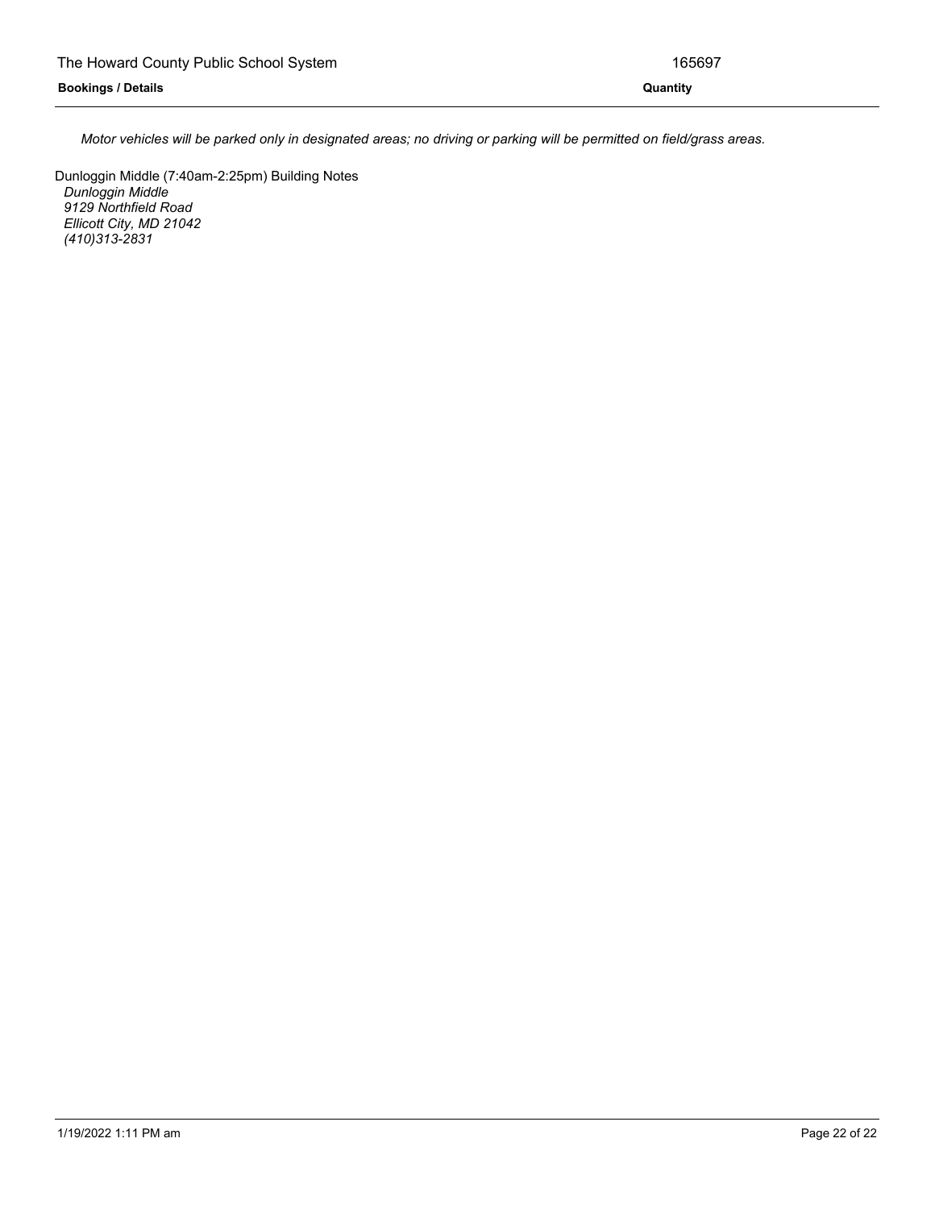*Motor vehicles will be parked only in designated areas; no driving or parking will be permitted on field/grass areas.*

Dunloggin Middle (7:40am-2:25pm) Building Notes
*Dunloggin Middle*
*9129 Northfield Road*
*Ellicott City, MD 21042*
*(410)313-2831*